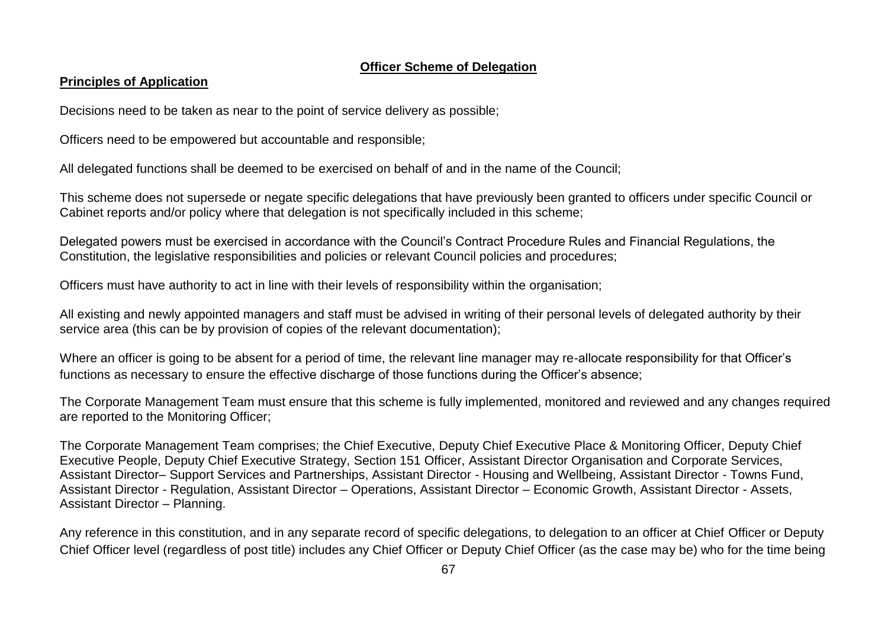## Officer Scheme of Delegation

### Principles of Application

Decisions need to be taken as near to the point of service delivery as possible;

Officers need to be empowered but accountable and responsible;

All delegated functions shall be deemed to be exercised on behalf of and in the name of the Council;

This scheme does not supersede or negate specific delegations that have previously been granted to officers under specific Council or Cabinet reports and/or policy where that delegation is not specifically included in this scheme;

Delegated powers must be exercised in accordance with the Council's Contract Procedure Rules and Financial Regulations, the Constitution, the legislative responsibilities and policies or relevant Council policies and procedures;

Officers must have authority to act in line with their levels of responsibility within the organisation;

All existing and newly appointed managers and staff must be advised in writing of their personal levels of delegated authority by their service area (this can be by provision of copies of the relevant documentation);

Where an officer is going to be absent for a period of time, the relevant line manager may re-allocate responsibility for that Officer's functions as necessary to ensure the effective discharge of those functions during the Officer's absence;

The Corporate Management Team must ensure that this scheme is fully implemented, monitored and reviewed and any changes required are reported to the Monitoring Officer;

The Corporate Management Team comprises; the Chief Executive, Deputy Chief Executive Place & Monitoring Officer, Deputy Chief Executive People, Deputy Chief Executive Strategy, Section 151 Officer, Assistant Director Organisation and Corporate Services, Assistant Director– Support Services and Partnerships, Assistant Director - Housing and Wellbeing, Assistant Director - Towns Fund, Assistant Director - Regulation, Assistant Director – Operations, Assistant Director – Economic Growth, Assistant Director - Assets, Assistant Director – Planning.

Any reference in this constitution, and in any separate record of specific delegations, to delegation to an officer at Chief Officer or Deputy Chief Officer level (regardless of post title) includes any Chief Officer or Deputy Chief Officer (as the case may be) who for the time being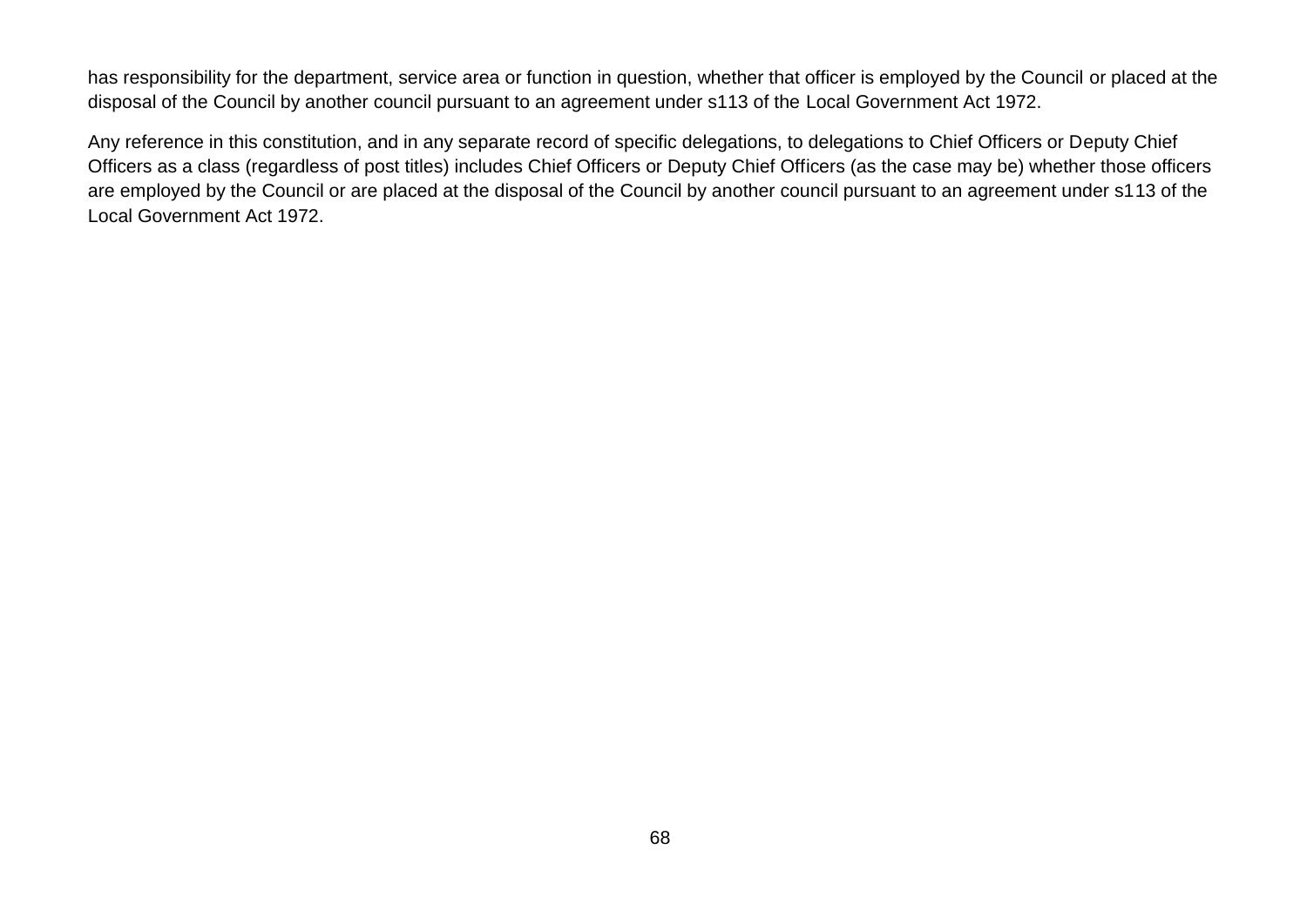has responsibility for the department, service area or function in question, whether that officer is employed by the Council or placed at the disposal of the Council by another council pursuant to an agreement under s113 of the Local Government Act 1972.

Any reference in this constitution, and in any separate record of specific delegations, to delegations to Chief Officers or Deputy Chief Officers as a class (regardless of post titles) includes Chief Officers or Deputy Chief Officers (as the case may be) whether those officers are employed by the Council or are placed at the disposal of the Council by another council pursuant to an agreement under s113 of the Local Government Act 1972.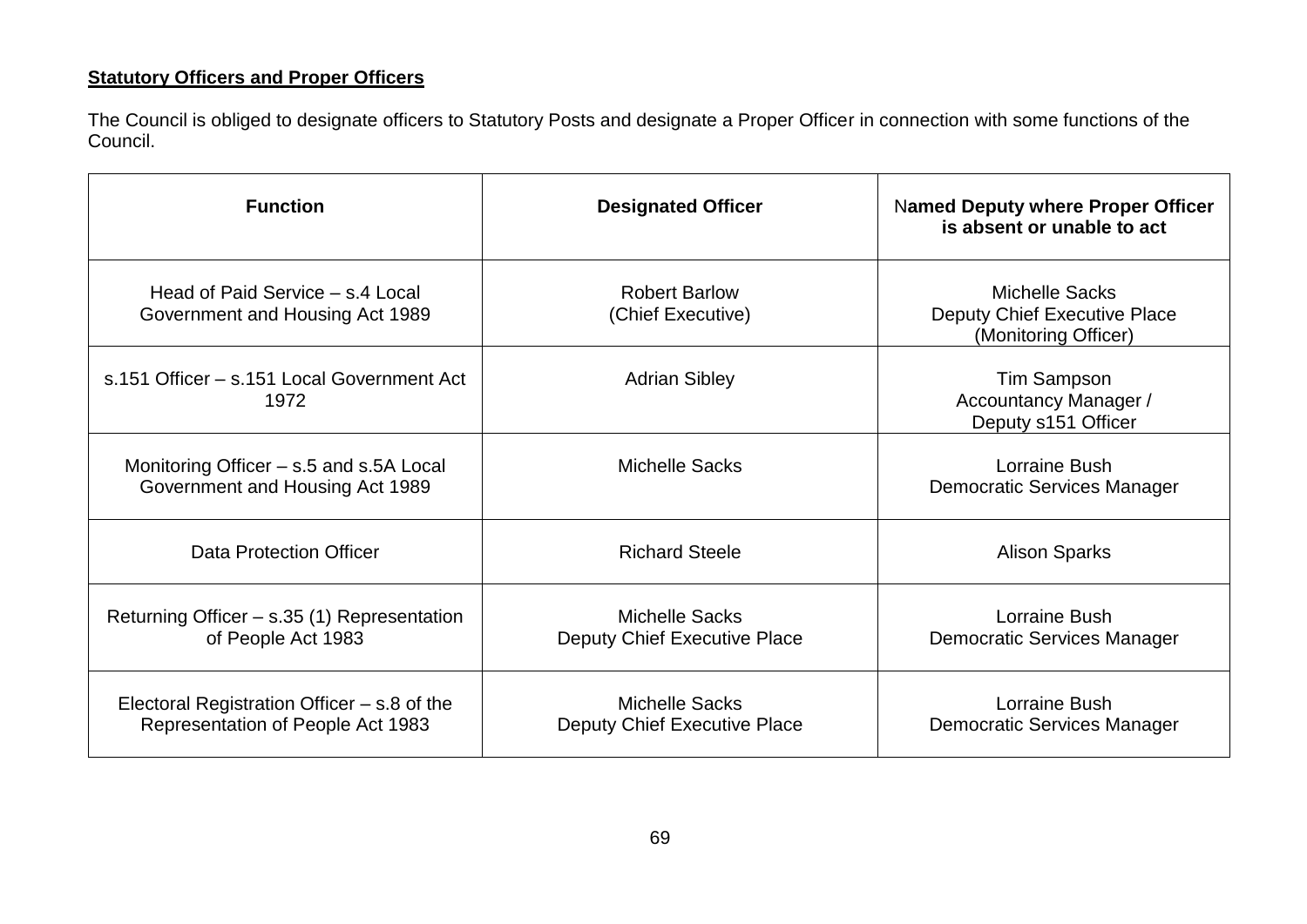**Statutory Officers and Proper Officers**

The Council is obliged to designate officers to Statutory Posts and designate a Proper Officer in connection with some functions of the Council.

| Function | Designated Officer | Named Deputy where Proper Officer is absent or unable to act |
|---|---|---|
| Head of Paid Service – s.4 Local Government and Housing Act 1989 | Robert Barlow (Chief Executive) | Michelle Sacks Deputy Chief Executive Place (Monitoring Officer) |
| s.151 Officer – s.151 Local Government Act 1972 | Adrian Sibley | Tim Sampson Accountancy Manager / Deputy s151 Officer |
| Monitoring Officer – s.5 and s.5A Local Government and Housing Act 1989 | Michelle Sacks | Lorraine Bush Democratic Services Manager |
| Data Protection Officer | Richard Steele | Alison Sparks |
| Returning Officer – s.35 (1) Representation of People Act 1983 | Michelle Sacks Deputy Chief Executive Place | Lorraine Bush Democratic Services Manager |
| Electoral Registration Officer – s.8 of the Representation of People Act 1983 | Michelle Sacks Deputy Chief Executive Place | Lorraine Bush Democratic Services Manager |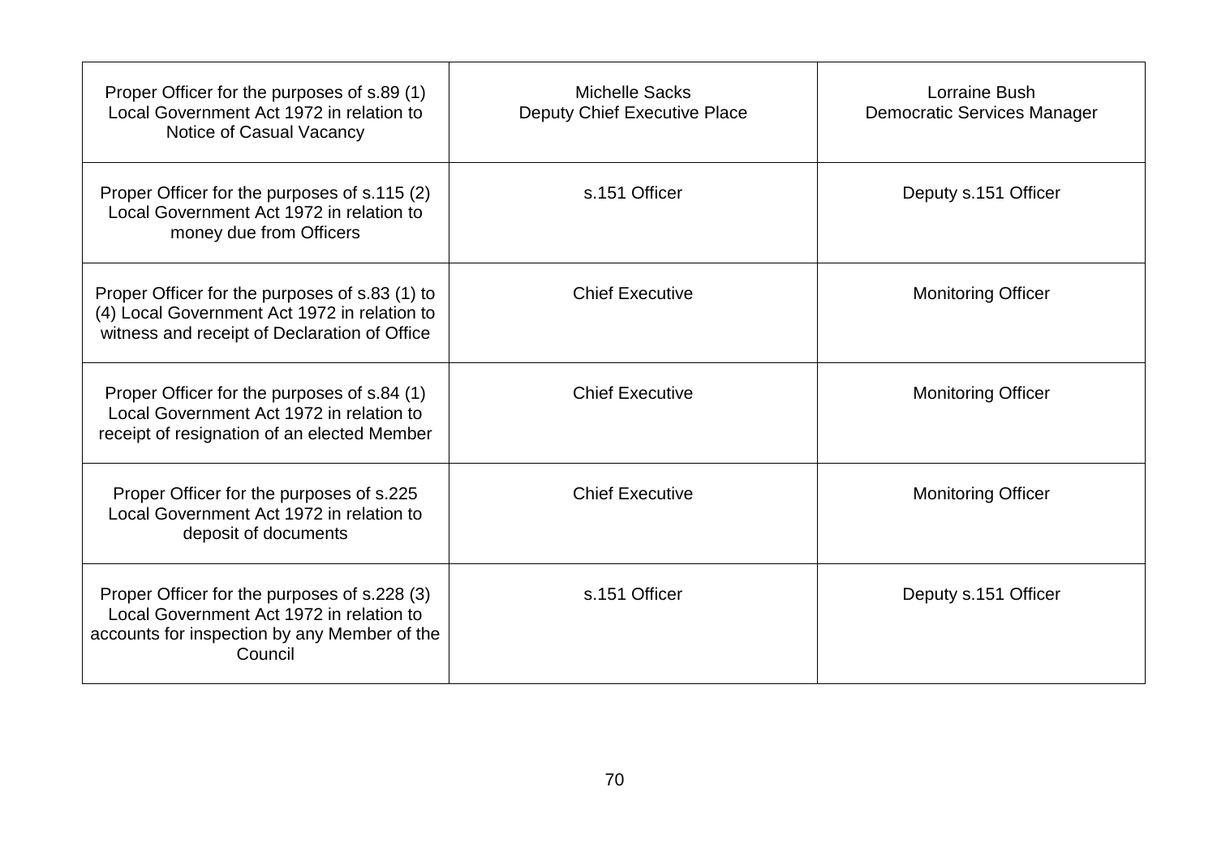| | | |
|---|---|---|
| Proper Officer for the purposes of s.89 (1) Local Government Act 1972 in relation to Notice of Casual Vacancy | Michelle Sacks<br>Deputy Chief Executive Place | Lorraine Bush<br>Democratic Services Manager |
| Proper Officer for the purposes of s.115 (2) Local Government Act 1972 in relation to money due from Officers | s.151 Officer | Deputy s.151 Officer |
| Proper Officer for the purposes of s.83 (1) to (4) Local Government Act 1972 in relation to witness and receipt of Declaration of Office | Chief Executive | Monitoring Officer |
| Proper Officer for the purposes of s.84 (1) Local Government Act 1972 in relation to receipt of resignation of an elected Member | Chief Executive | Monitoring Officer |
| Proper Officer for the purposes of s.225 Local Government Act 1972 in relation to deposit of documents | Chief Executive | Monitoring Officer |
| Proper Officer for the purposes of s.228 (3) Local Government Act 1972 in relation to accounts for inspection by any Member of the Council | s.151 Officer | Deputy s.151 Officer |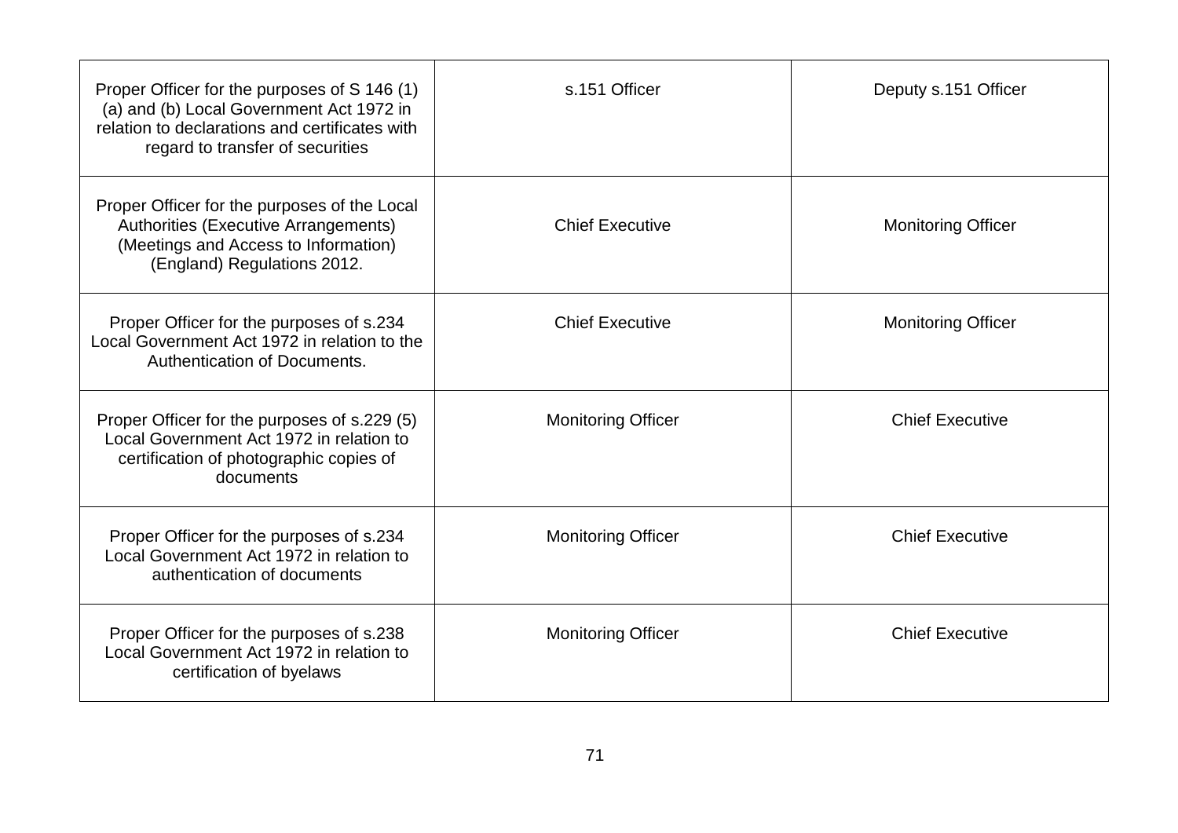| | | |
|---|---|---|
| Proper Officer for the purposes of S 146 (1) (a) and (b) Local Government Act 1972 in relation to declarations and certificates with regard to transfer of securities | s.151 Officer | Deputy s.151 Officer |
| Proper Officer for the purposes of the Local Authorities (Executive Arrangements) (Meetings and Access to Information) (England) Regulations 2012. | Chief Executive | Monitoring Officer |
| Proper Officer for the purposes of s.234 Local Government Act 1972 in relation to the Authentication of Documents. | Chief Executive | Monitoring Officer |
| Proper Officer for the purposes of s.229 (5) Local Government Act 1972 in relation to certification of photographic copies of documents | Monitoring Officer | Chief Executive |
| Proper Officer for the purposes of s.234 Local Government Act 1972 in relation to authentication of documents | Monitoring Officer | Chief Executive |
| Proper Officer for the purposes of s.238 Local Government Act 1972 in relation to certification of byelaws | Monitoring Officer | Chief Executive |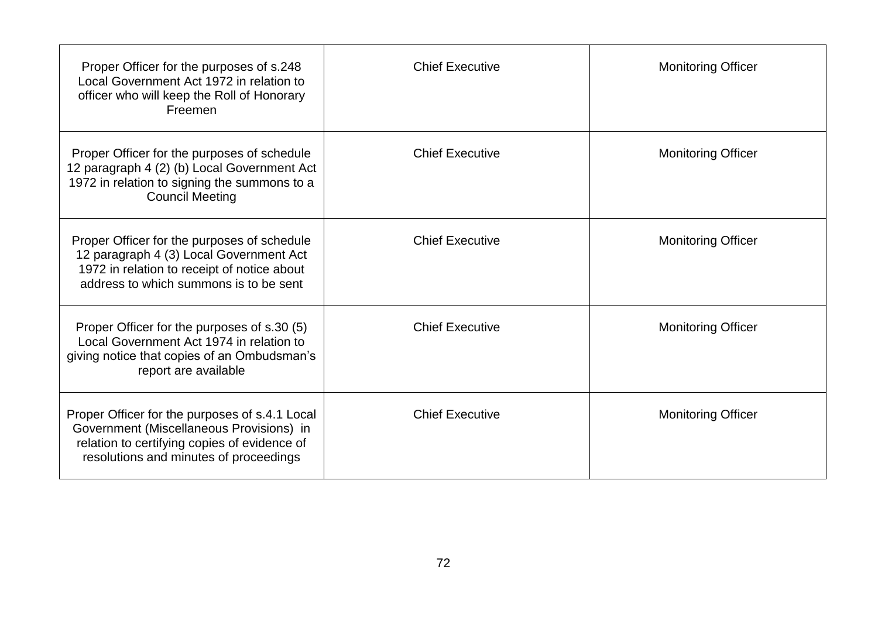| | | |
|---|---|---|
| Proper Officer for the purposes of s.248 Local Government Act 1972 in relation to officer who will keep the Roll of Honorary Freemen | Chief Executive | Monitoring Officer |
| Proper Officer for the purposes of schedule 12 paragraph 4 (2) (b) Local Government Act 1972 in relation to signing the summons to a Council Meeting | Chief Executive | Monitoring Officer |
| Proper Officer for the purposes of schedule 12 paragraph 4 (3) Local Government Act 1972 in relation to receipt of notice about address to which summons is to be sent | Chief Executive | Monitoring Officer |
| Proper Officer for the purposes of s.30 (5) Local Government Act 1974 in relation to giving notice that copies of an Ombudsman's report are available | Chief Executive | Monitoring Officer |
| Proper Officer for the purposes of s.4.1 Local Government (Miscellaneous Provisions) in relation to certifying copies of evidence of resolutions and minutes of proceedings | Chief Executive | Monitoring Officer |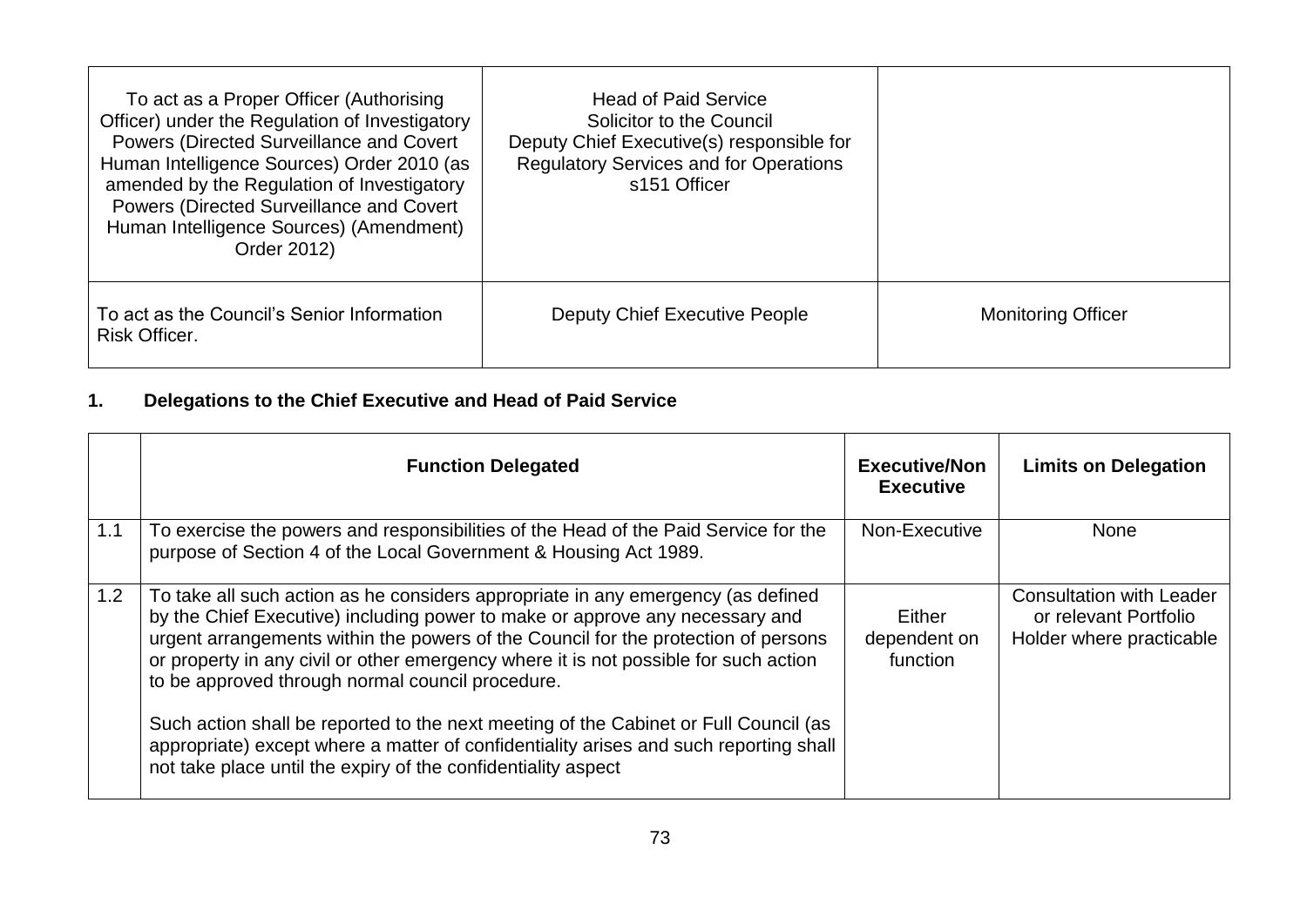| | | |
|---|---|---|
| To act as a Proper Officer (Authorising Officer) under the Regulation of Investigatory Powers (Directed Surveillance and Covert Human Intelligence Sources) Order 2010 (as amended by the Regulation of Investigatory Powers (Directed Surveillance and Covert Human Intelligence Sources) (Amendment) Order 2012) | Head of Paid Service<br>Solicitor to the Council<br>Deputy Chief Executive(s) responsible for Regulatory Services and for Operations<br>s151 Officer | |
| To act as the Council's Senior Information Risk Officer. | Deputy Chief Executive People | Monitoring Officer |

## 1. Delegations to the Chief Executive and Head of Paid Service

| | Function Delegated | Executive/Non Executive | Limits on Delegation |
|---|---|---|---|
| 1.1 | To exercise the powers and responsibilities of the Head of the Paid Service for the purpose of Section 4 of the Local Government & Housing Act 1989. | Non-Executive | None |
| 1.2 | To take all such action as he considers appropriate in any emergency (as defined by the Chief Executive) including power to make or approve any necessary and urgent arrangements within the powers of the Council for the protection of persons or property in any civil or other emergency where it is not possible for such action to be approved through normal council procedure.<br><br>Such action shall be reported to the next meeting of the Cabinet or Full Council (as appropriate) except where a matter of confidentiality arises and such reporting shall not take place until the expiry of the confidentiality aspect | Either dependent on function | Consultation with Leader or relevant Portfolio Holder where practicable |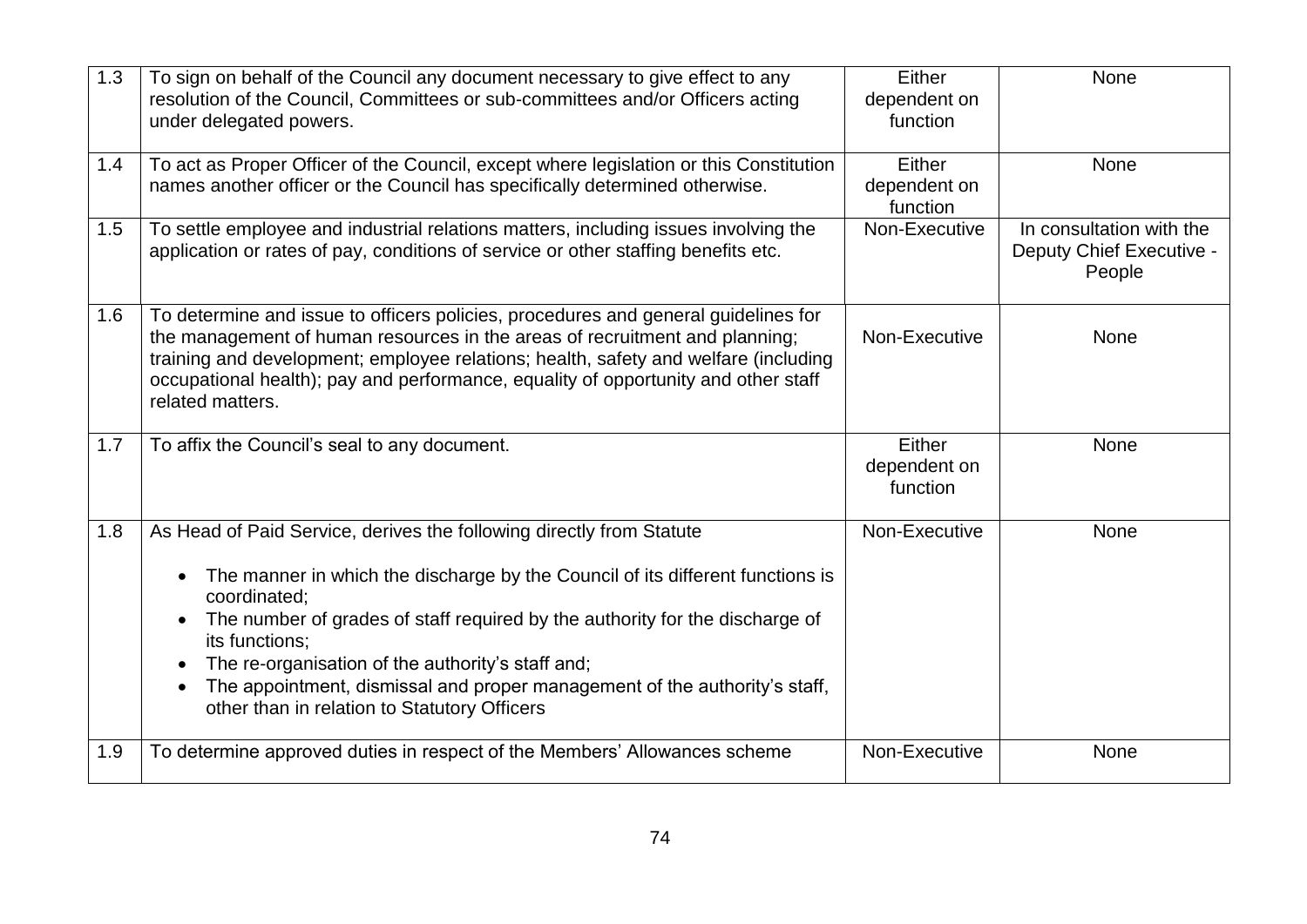| | | | |
|---|---|---|---|
| 1.3 | To sign on behalf of the Council any document necessary to give effect to any resolution of the Council, Committees or sub-committees and/or Officers acting under delegated powers. | Either dependent on function | None |
| 1.4 | To act as Proper Officer of the Council, except where legislation or this Constitution names another officer or the Council has specifically determined otherwise. | Either dependent on function | None |
| 1.5 | To settle employee and industrial relations matters, including issues involving the application or rates of pay, conditions of service or other staffing benefits etc. | Non-Executive | In consultation with the Deputy Chief Executive - People |
| 1.6 | To determine and issue to officers policies, procedures and general guidelines for the management of human resources in the areas of recruitment and planning; training and development; employee relations; health, safety and welfare (including occupational health); pay and performance, equality of opportunity and other staff related matters. | Non-Executive | None |
| 1.7 | To affix the Council's seal to any document. | Either dependent on function | None |
| 1.8 | As Head of Paid Service, derives the following directly from Statute<br><br>• The manner in which the discharge by the Council of its different functions is coordinated;<br>• The number of grades of staff required by the authority for the discharge of its functions;<br>• The re-organisation of the authority's staff and;<br>• The appointment, dismissal and proper management of the authority's staff, other than in relation to Statutory Officers | Non-Executive | None |
| 1.9 | To determine approved duties in respect of the Members' Allowances scheme | Non-Executive | None |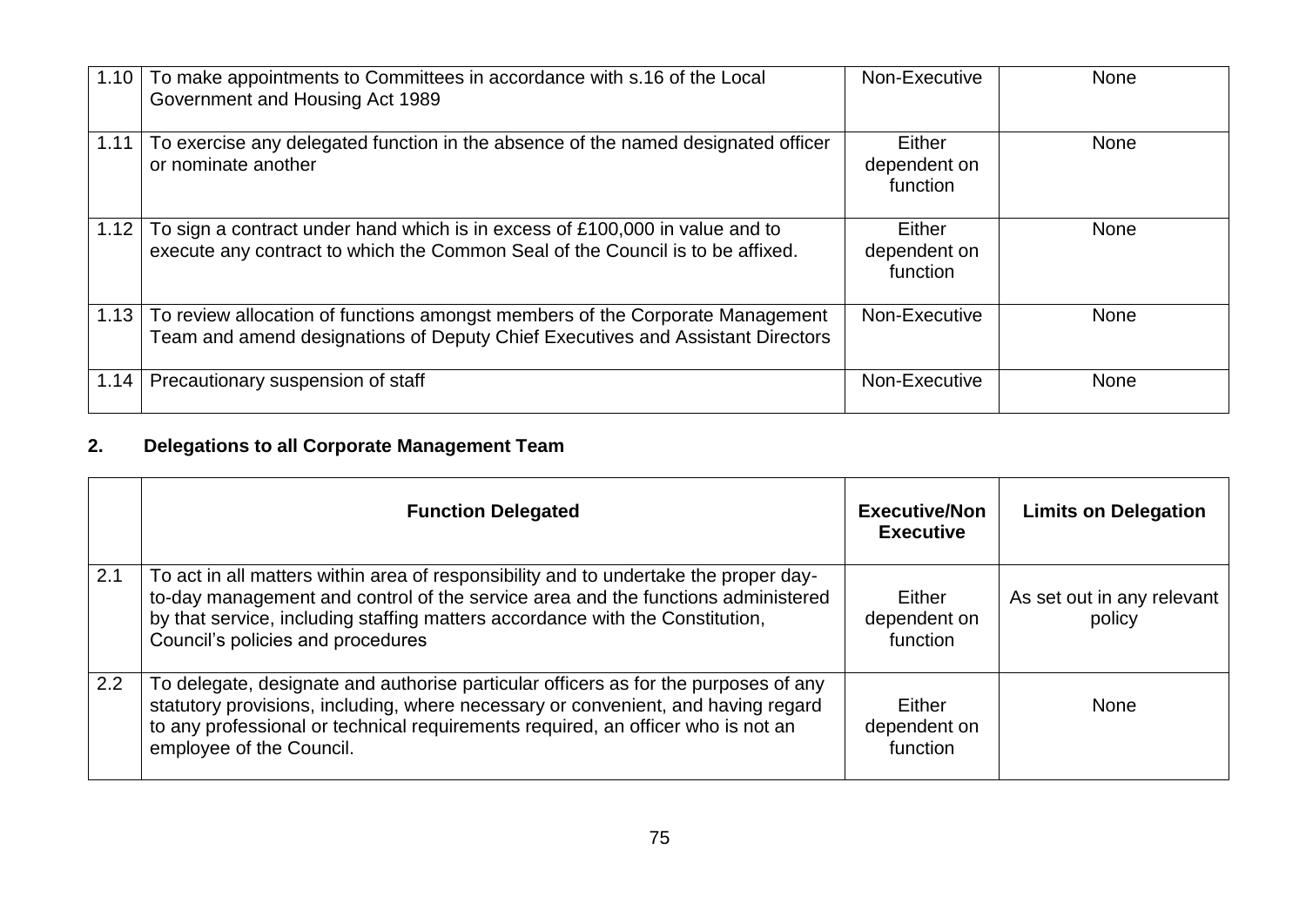| | | | |
|---|---|---|---|
| 1.10 | To make appointments to Committees in accordance with s.16 of the Local Government and Housing Act 1989 | Non-Executive | None |
| 1.11 | To exercise any delegated function in the absence of the named designated officer or nominate another | Either dependent on function | None |
| 1.12 | To sign a contract under hand which is in excess of £100,000 in value and to execute any contract to which the Common Seal of the Council is to be affixed. | Either dependent on function | None |
| 1.13 | To review allocation of functions amongst members of the Corporate Management Team and amend designations of Deputy Chief Executives and Assistant Directors | Non-Executive | None |
| 1.14 | Precautionary suspension of staff | Non-Executive | None |

## 2. Delegations to all Corporate Management Team

| | Function Delegated | Executive/Non Executive | Limits on Delegation |
|---|---|---|---|
| 2.1 | To act in all matters within area of responsibility and to undertake the proper day-to-day management and control of the service area and the functions administered by that service, including staffing matters accordance with the Constitution, Council's policies and procedures | Either dependent on function | As set out in any relevant policy |
| 2.2 | To delegate, designate and authorise particular officers as for the purposes of any statutory provisions, including, where necessary or convenient, and having regard to any professional or technical requirements required, an officer who is not an employee of the Council. | Either dependent on function | None |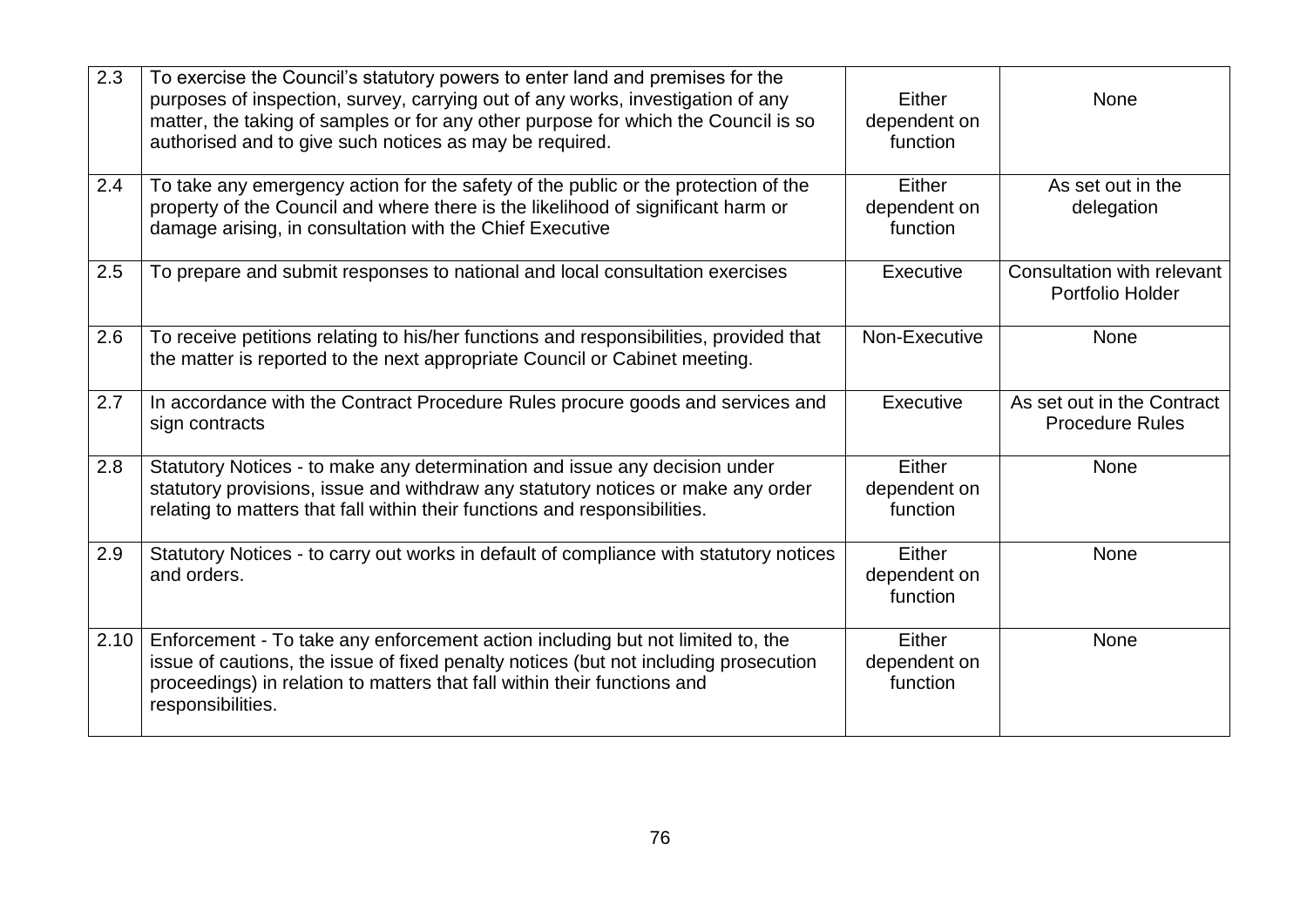| 2.3 | To exercise the Council's statutory powers to enter land and premises for the purposes of inspection, survey, carrying out of any works, investigation of any matter, the taking of samples or for any other purpose for which the Council is so authorised and to give such notices as may be required. | Either dependent on function | None |
|---|---|---|---|
| 2.4 | To take any emergency action for the safety of the public or the protection of the property of the Council and where there is the likelihood of significant harm or damage arising, in consultation with the Chief Executive | Either dependent on function | As set out in the delegation |
| 2.5 | To prepare and submit responses to national and local consultation exercises | Executive | Consultation with relevant Portfolio Holder |
| 2.6 | To receive petitions relating to his/her functions and responsibilities, provided that the matter is reported to the next appropriate Council or Cabinet meeting. | Non-Executive | None |
| 2.7 | In accordance with the Contract Procedure Rules procure goods and services and sign contracts | Executive | As set out in the Contract Procedure Rules |
| 2.8 | Statutory Notices - to make any determination and issue any decision under statutory provisions, issue and withdraw any statutory notices or make any order relating to matters that fall within their functions and responsibilities. | Either dependent on function | None |
| 2.9 | Statutory Notices - to carry out works in default of compliance with statutory notices and orders. | Either dependent on function | None |
| 2.10 | Enforcement - To take any enforcement action including but not limited to, the issue of cautions, the issue of fixed penalty notices (but not including prosecution proceedings) in relation to matters that fall within their functions and responsibilities. | Either dependent on function | None |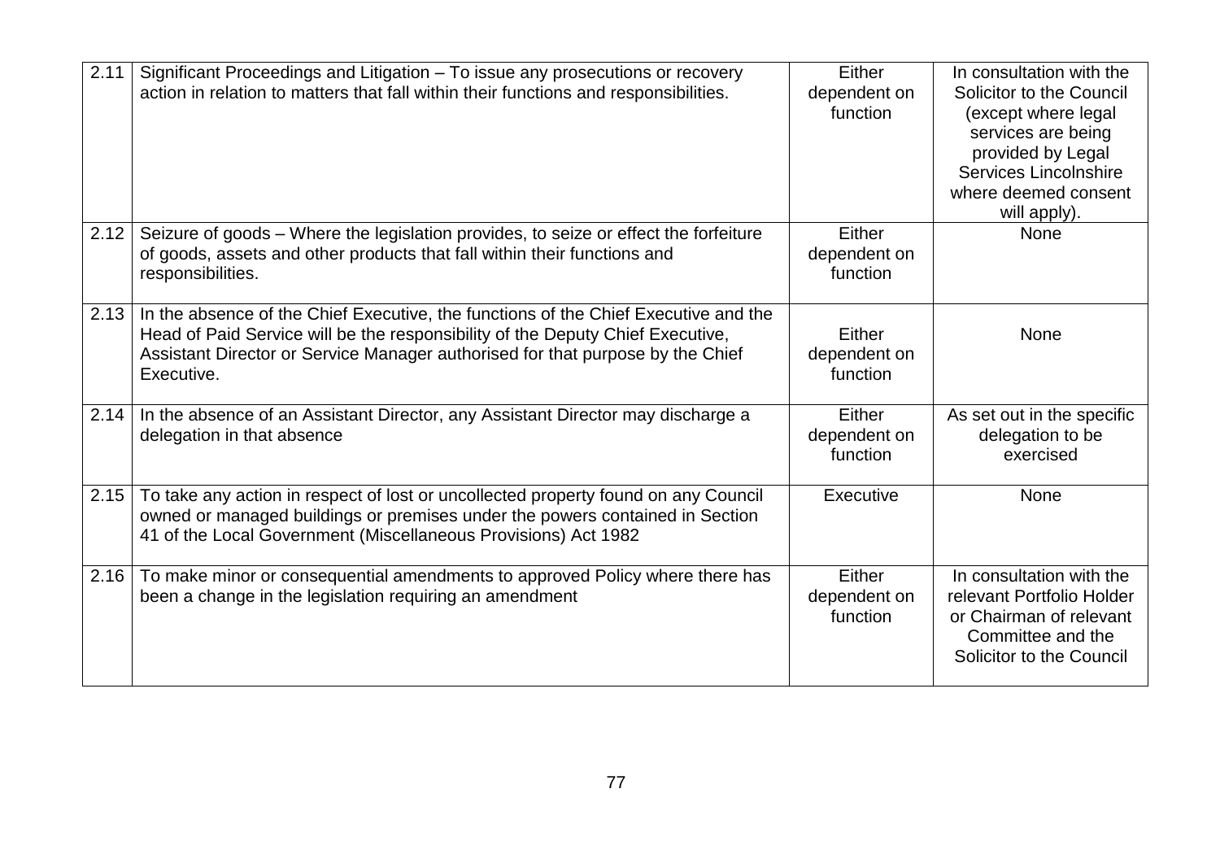| 2.11 | Significant Proceedings and Litigation – To issue any prosecutions or recovery action in relation to matters that fall within their functions and responsibilities. | Either dependent on function | In consultation with the Solicitor to the Council (except where legal services are being provided by Legal Services Lincolnshire where deemed consent will apply). |
|---|---|---|---|
| 2.12 | Seizure of goods – Where the legislation provides, to seize or effect the forfeiture of goods, assets and other products that fall within their functions and responsibilities. | Either dependent on function | None |
| 2.13 | In the absence of the Chief Executive, the functions of the Chief Executive and the Head of Paid Service will be the responsibility of the Deputy Chief Executive, Assistant Director or Service Manager authorised for that purpose by the Chief Executive. | Either dependent on function | None |
| 2.14 | In the absence of an Assistant Director, any Assistant Director may discharge a delegation in that absence | Either dependent on function | As set out in the specific delegation to be exercised |
| 2.15 | To take any action in respect of lost or uncollected property found on any Council owned or managed buildings or premises under the powers contained in Section 41 of the Local Government (Miscellaneous Provisions) Act 1982 | Executive | None |
| 2.16 | To make minor or consequential amendments to approved Policy where there has been a change in the legislation requiring an amendment | Either dependent on function | In consultation with the relevant Portfolio Holder or Chairman of relevant Committee and the Solicitor to the Council |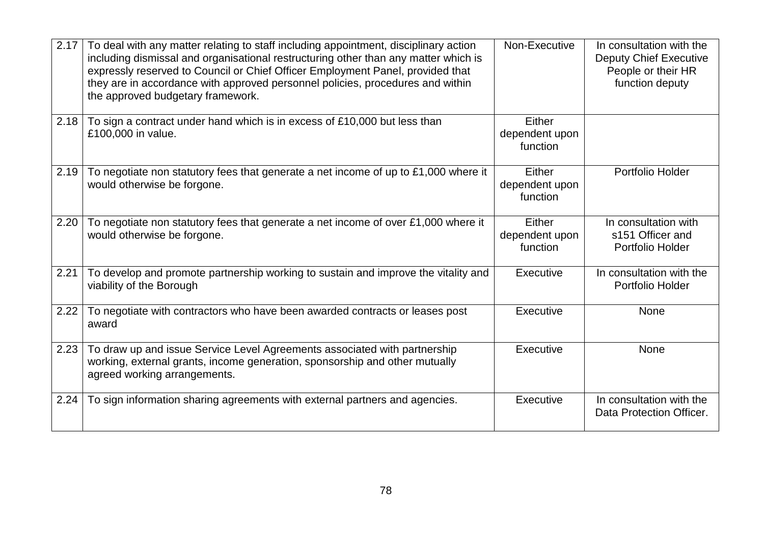| 2.17 | To deal with any matter relating to staff including appointment, disciplinary action including dismissal and organisational restructuring other than any matter which is expressly reserved to Council or Chief Officer Employment Panel, provided that they are in accordance with approved personnel policies, procedures and within the approved budgetary framework. | Non-Executive | In consultation with the Deputy Chief Executive People or their HR function deputy |
|---|---|---|---|
| 2.18 | To sign a contract under hand which is in excess of £10,000 but less than £100,000 in value. | Either dependent upon function | |
| 2.19 | To negotiate non statutory fees that generate a net income of up to £1,000 where it would otherwise be forgone. | Either dependent upon function | Portfolio Holder |
| 2.20 | To negotiate non statutory fees that generate a net income of over £1,000 where it would otherwise be forgone. | Either dependent upon function | In consultation with s151 Officer and Portfolio Holder |
| 2.21 | To develop and promote partnership working to sustain and improve the vitality and viability of the Borough | Executive | In consultation with the Portfolio Holder |
| 2.22 | To negotiate with contractors who have been awarded contracts or leases post award | Executive | None |
| 2.23 | To draw up and issue Service Level Agreements associated with partnership working, external grants, income generation, sponsorship and other mutually agreed working arrangements. | Executive | None |
| 2.24 | To sign information sharing agreements with external partners and agencies. | Executive | In consultation with the Data Protection Officer. |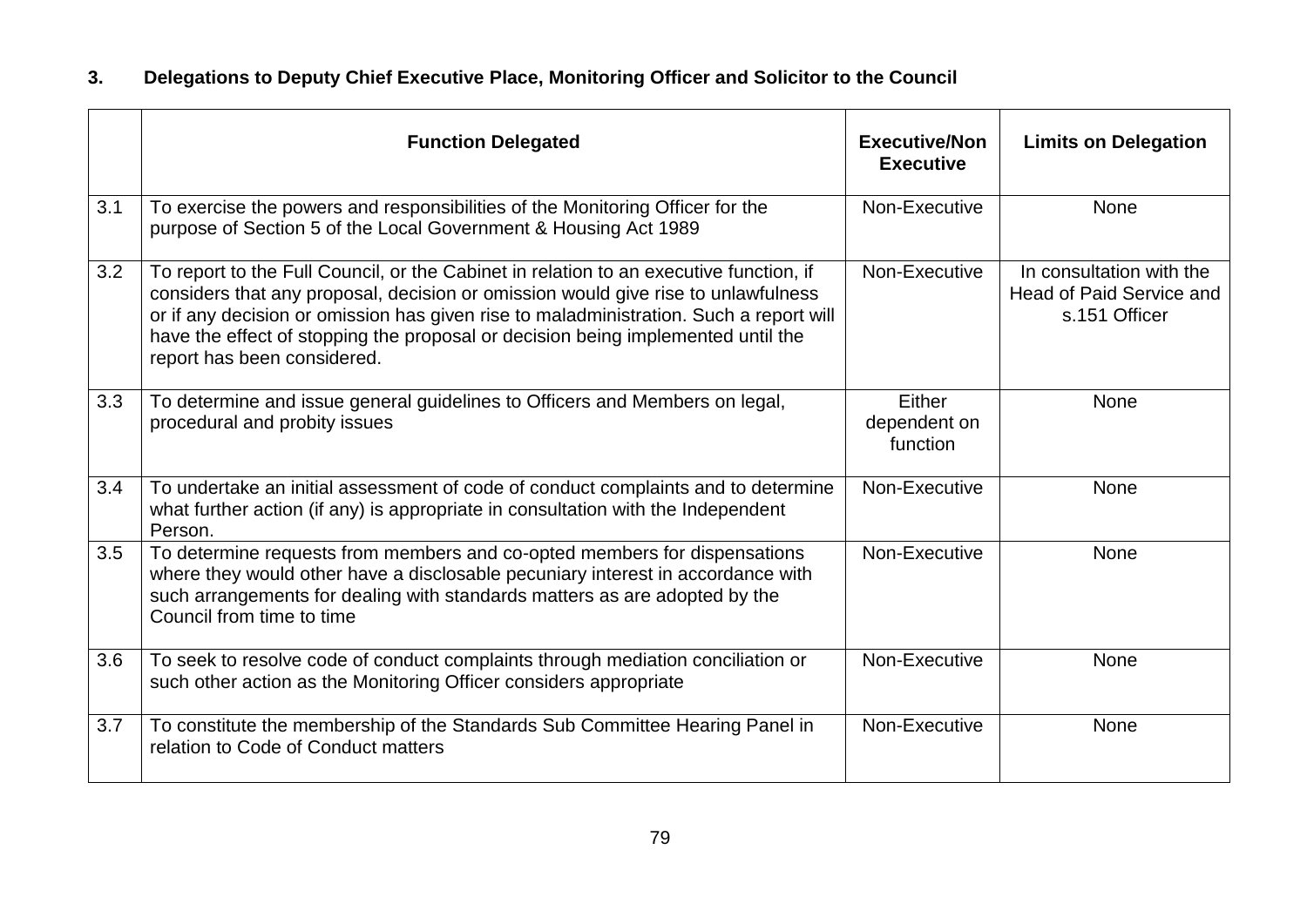### 3. Delegations to Deputy Chief Executive Place, Monitoring Officer and Solicitor to the Council

| | Function Delegated | Executive/Non Executive | Limits on Delegation |
|---|---|---|---|
| 3.1 | To exercise the powers and responsibilities of the Monitoring Officer for the purpose of Section 5 of the Local Government & Housing Act 1989 | Non-Executive | None |
| 3.2 | To report to the Full Council, or the Cabinet in relation to an executive function, if considers that any proposal, decision or omission would give rise to unlawfulness or if any decision or omission has given rise to maladministration. Such a report will have the effect of stopping the proposal or decision being implemented until the report has been considered. | Non-Executive | In consultation with the Head of Paid Service and s.151 Officer |
| 3.3 | To determine and issue general guidelines to Officers and Members on legal, procedural and probity issues | Either dependent on function | None |
| 3.4 | To undertake an initial assessment of code of conduct complaints and to determine what further action (if any) is appropriate in consultation with the Independent Person. | Non-Executive | None |
| 3.5 | To determine requests from members and co-opted members for dispensations where they would other have a disclosable pecuniary interest in accordance with such arrangements for dealing with standards matters as are adopted by the Council from time to time | Non-Executive | None |
| 3.6 | To seek to resolve code of conduct complaints through mediation conciliation or such other action as the Monitoring Officer considers appropriate | Non-Executive | None |
| 3.7 | To constitute the membership of the Standards Sub Committee Hearing Panel in relation to Code of Conduct matters | Non-Executive | None |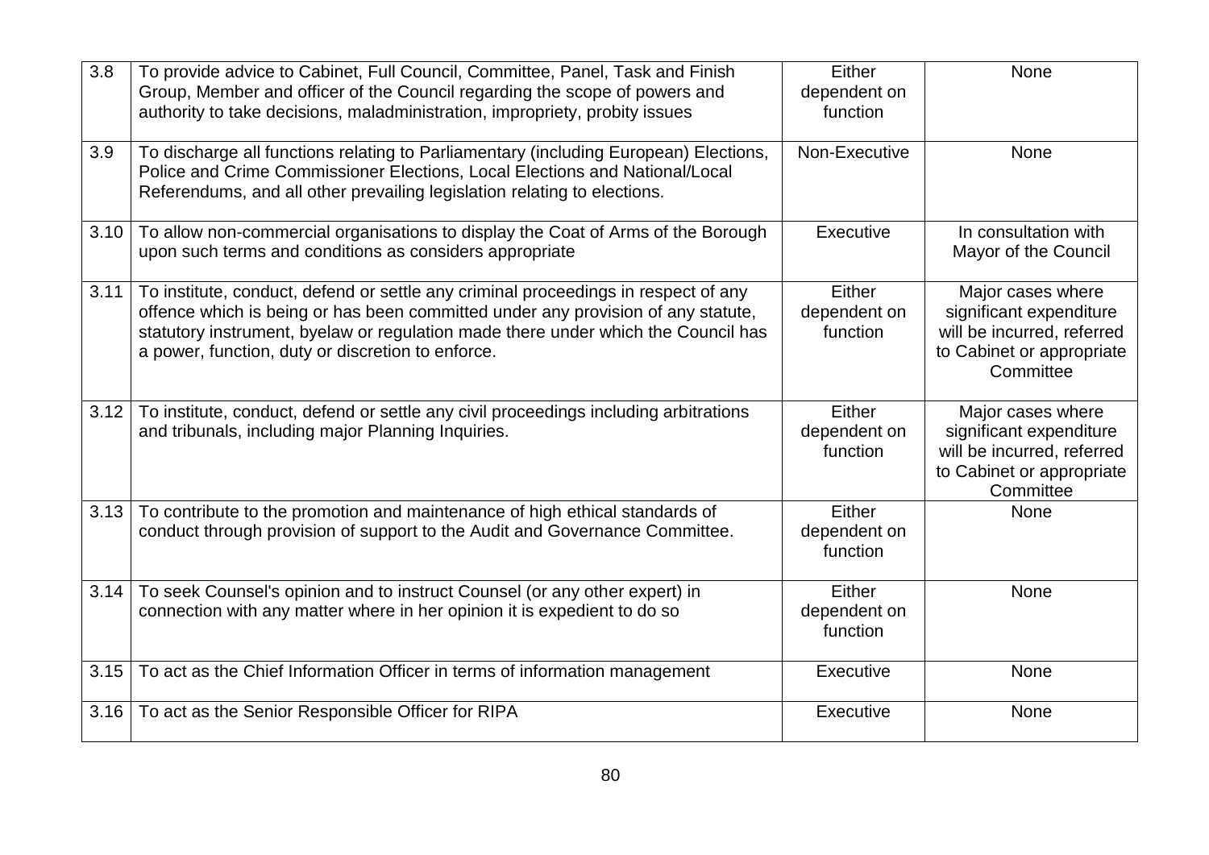| | | | |
|---|---|---|---|
| 3.8 | To provide advice to Cabinet, Full Council, Committee, Panel, Task and Finish Group, Member and officer of the Council regarding the scope of powers and authority to take decisions, maladministration, impropriety, probity issues | Either dependent on function | None |
| 3.9 | To discharge all functions relating to Parliamentary (including European) Elections, Police and Crime Commissioner Elections, Local Elections and National/Local Referendums, and all other prevailing legislation relating to elections. | Non-Executive | None |
| 3.10 | To allow non-commercial organisations to display the Coat of Arms of the Borough upon such terms and conditions as considers appropriate | Executive | In consultation with Mayor of the Council |
| 3.11 | To institute, conduct, defend or settle any criminal proceedings in respect of any offence which is being or has been committed under any provision of any statute, statutory instrument, byelaw or regulation made there under which the Council has a power, function, duty or discretion to enforce. | Either dependent on function | Major cases where significant expenditure will be incurred, referred to Cabinet or appropriate Committee |
| 3.12 | To institute, conduct, defend or settle any civil proceedings including arbitrations and tribunals, including major Planning Inquiries. | Either dependent on function | Major cases where significant expenditure will be incurred, referred to Cabinet or appropriate Committee |
| 3.13 | To contribute to the promotion and maintenance of high ethical standards of conduct through provision of support to the Audit and Governance Committee. | Either dependent on function | None |
| 3.14 | To seek Counsel's opinion and to instruct Counsel (or any other expert) in connection with any matter where in her opinion it is expedient to do so | Either dependent on function | None |
| 3.15 | To act as the Chief Information Officer in terms of information management | Executive | None |
| 3.16 | To act as the Senior Responsible Officer for RIPA | Executive | None |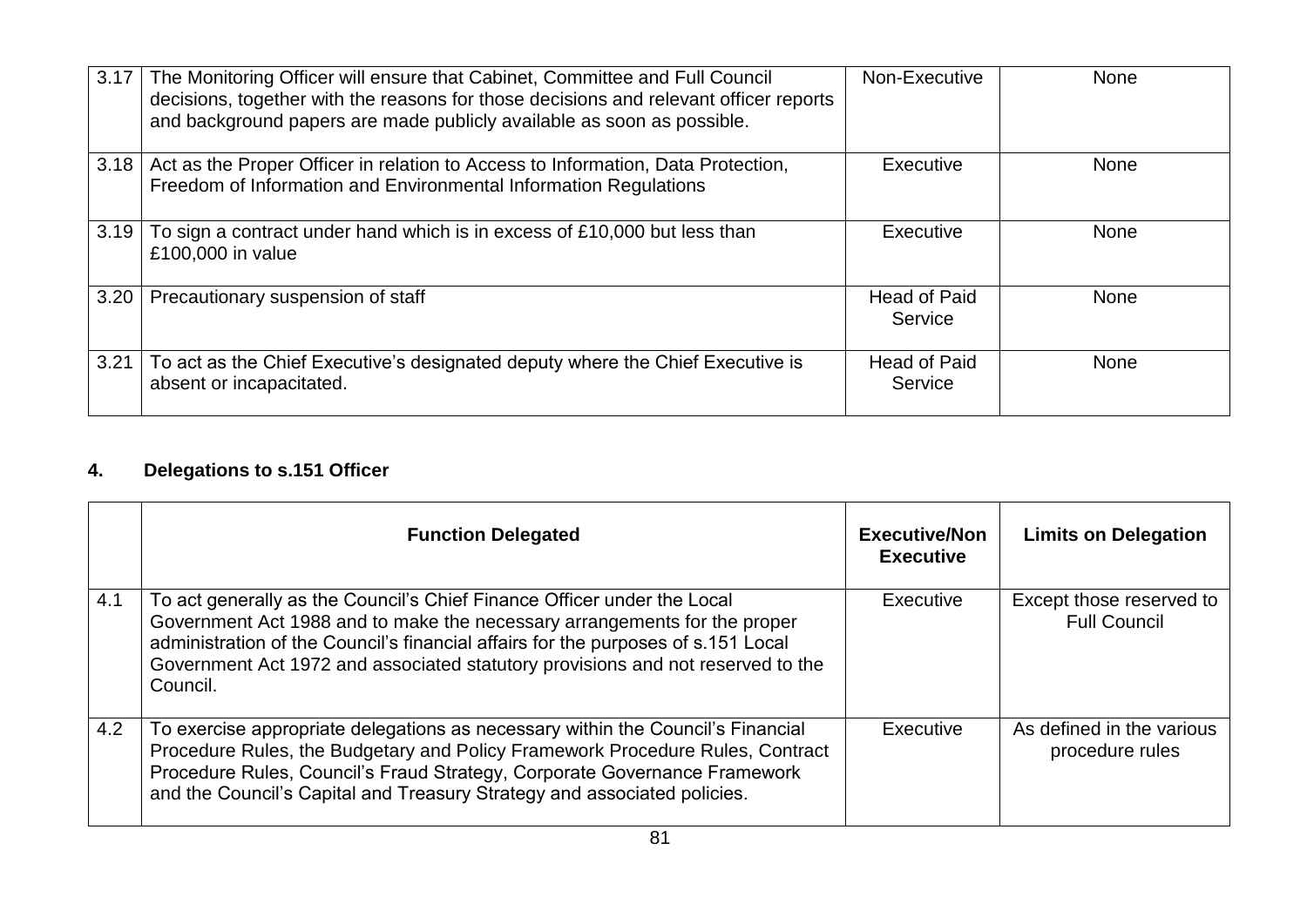| | | | |
|---|---|---|---|
| 3.17 | The Monitoring Officer will ensure that Cabinet, Committee and Full Council decisions, together with the reasons for those decisions and relevant officer reports and background papers are made publicly available as soon as possible. | Non-Executive | None |
| 3.18 | Act as the Proper Officer in relation to Access to Information, Data Protection, Freedom of Information and Environmental Information Regulations | Executive | None |
| 3.19 | To sign a contract under hand which is in excess of £10,000 but less than £100,000 in value | Executive | None |
| 3.20 | Precautionary suspension of staff | Head of Paid Service | None |
| 3.21 | To act as the Chief Executive's designated deputy where the Chief Executive is absent or incapacitated. | Head of Paid Service | None |

## 4. Delegations to s.151 Officer

| | Function Delegated | Executive/Non Executive | Limits on Delegation |
|---|---|---|---|
| 4.1 | To act generally as the Council's Chief Finance Officer under the Local Government Act 1988 and to make the necessary arrangements for the proper administration of the Council's financial affairs for the purposes of s.151 Local Government Act 1972 and associated statutory provisions and not reserved to the Council. | Executive | Except those reserved to Full Council |
| 4.2 | To exercise appropriate delegations as necessary within the Council's Financial Procedure Rules, the Budgetary and Policy Framework Procedure Rules, Contract Procedure Rules, Council's Fraud Strategy, Corporate Governance Framework and the Council's Capital and Treasury Strategy and associated policies. | Executive | As defined in the various procedure rules |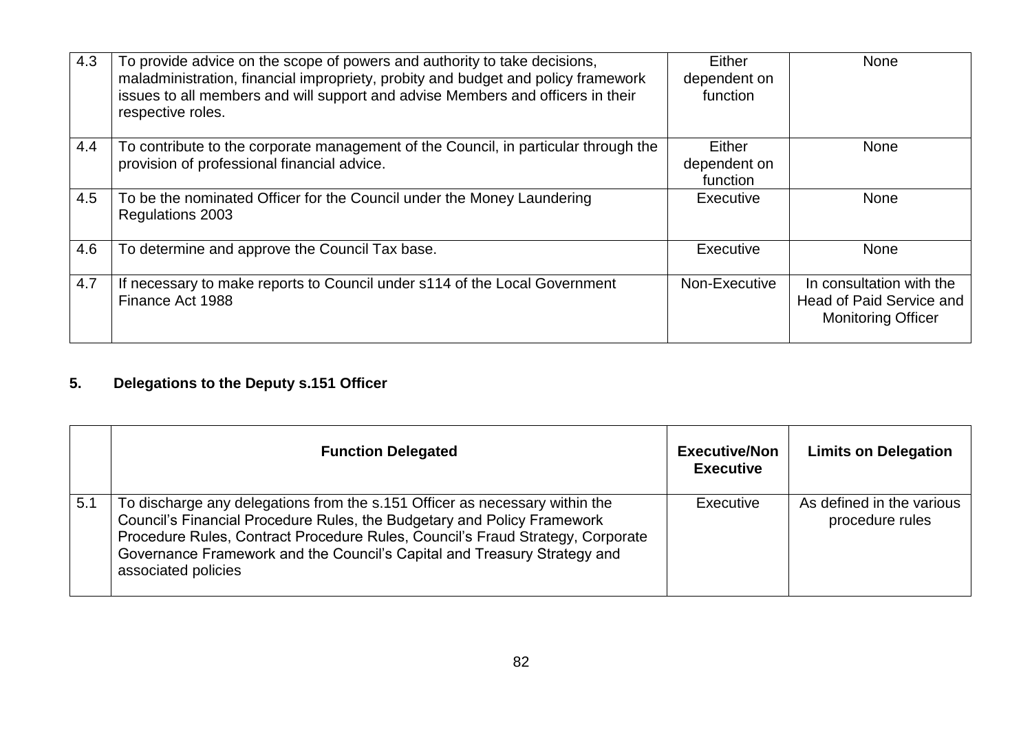| | | | |
|---|---|---|---|
| 4.3 | To provide advice on the scope of powers and authority to take decisions, maladministration, financial impropriety, probity and budget and policy framework issues to all members and will support and advise Members and officers in their respective roles. | Either dependent on function | None |
| 4.4 | To contribute to the corporate management of the Council, in particular through the provision of professional financial advice. | Either dependent on function | None |
| 4.5 | To be the nominated Officer for the Council under the Money Laundering Regulations 2003 | Executive | None |
| 4.6 | To determine and approve the Council Tax base. | Executive | None |
| 4.7 | If necessary to make reports to Council under s114 of the Local Government Finance Act 1988 | Non-Executive | In consultation with the Head of Paid Service and Monitoring Officer |

## 5. Delegations to the Deputy s.151 Officer

| | Function Delegated | Executive/Non Executive | Limits on Delegation |
|---|---|---|---|
| 5.1 | To discharge any delegations from the s.151 Officer as necessary within the Council's Financial Procedure Rules, the Budgetary and Policy Framework Procedure Rules, Contract Procedure Rules, Council's Fraud Strategy, Corporate Governance Framework and the Council's Capital and Treasury Strategy and associated policies | Executive | As defined in the various procedure rules |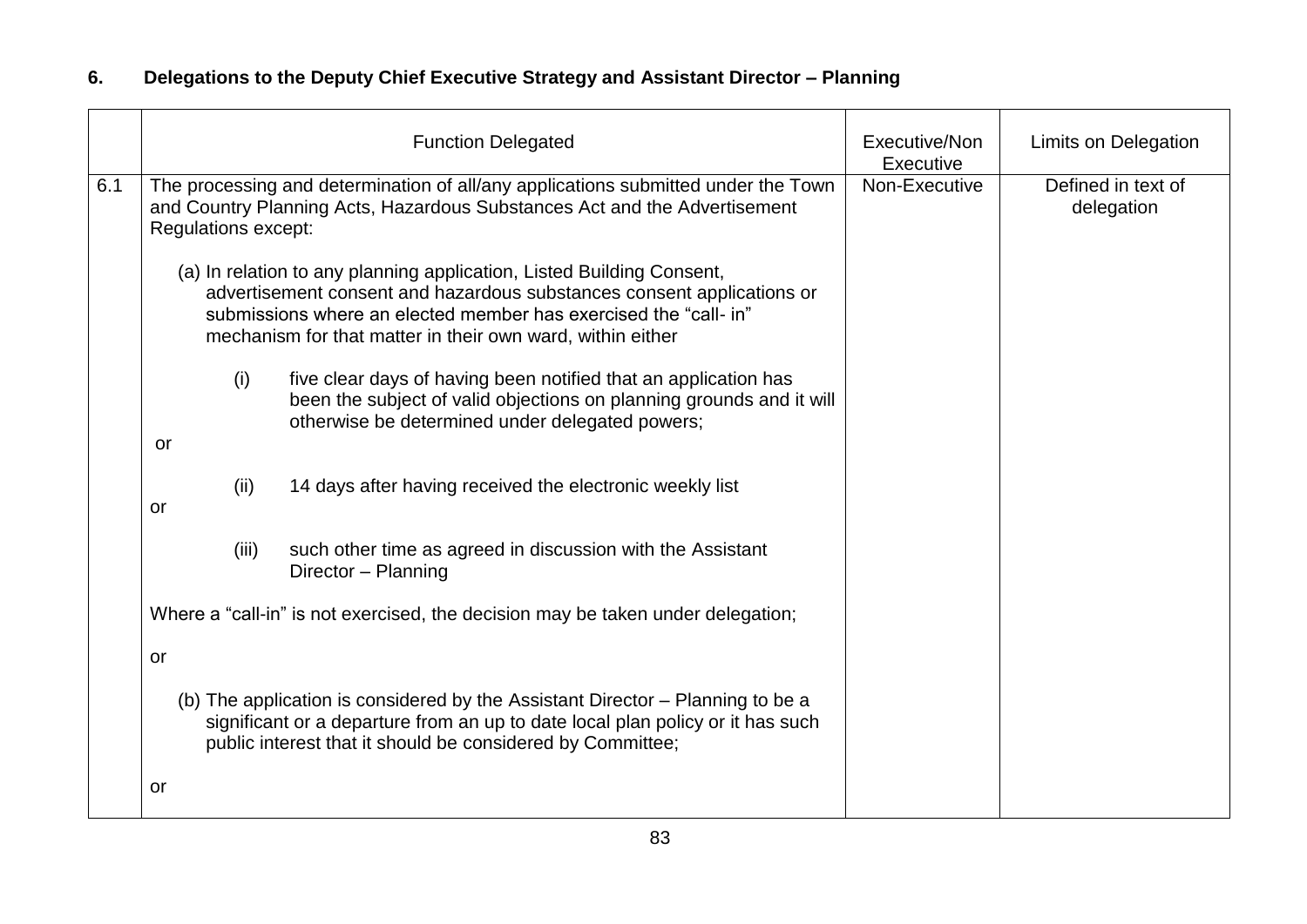## 6. Delegations to the Deputy Chief Executive Strategy and Assistant Director – Planning

| | Function Delegated | Executive/Non Executive | Limits on Delegation |
|---|---|---|---|
| 6.1 | The processing and determination of all/any applications submitted under the Town and Country Planning Acts, Hazardous Substances Act and the Advertisement Regulations except:<br><br>(a) In relation to any planning application, Listed Building Consent, advertisement consent and hazardous substances consent applications or submissions where an elected member has exercised the "call- in" mechanism for that matter in their own ward, within either<br><br>(i) five clear days of having been notified that an application has been the subject of valid objections on planning grounds and it will otherwise be determined under delegated powers;<br><br>or<br><br>(ii) 14 days after having received the electronic weekly list<br><br>or<br><br>(iii) such other time as agreed in discussion with the Assistant Director – Planning<br><br>Where a "call-in" is not exercised, the decision may be taken under delegation;<br><br>or<br><br>(b) The application is considered by the Assistant Director – Planning to be a significant or a departure from an up to date local plan policy or it has such public interest that it should be considered by Committee;<br><br>or | Non-Executive | Defined in text of delegation |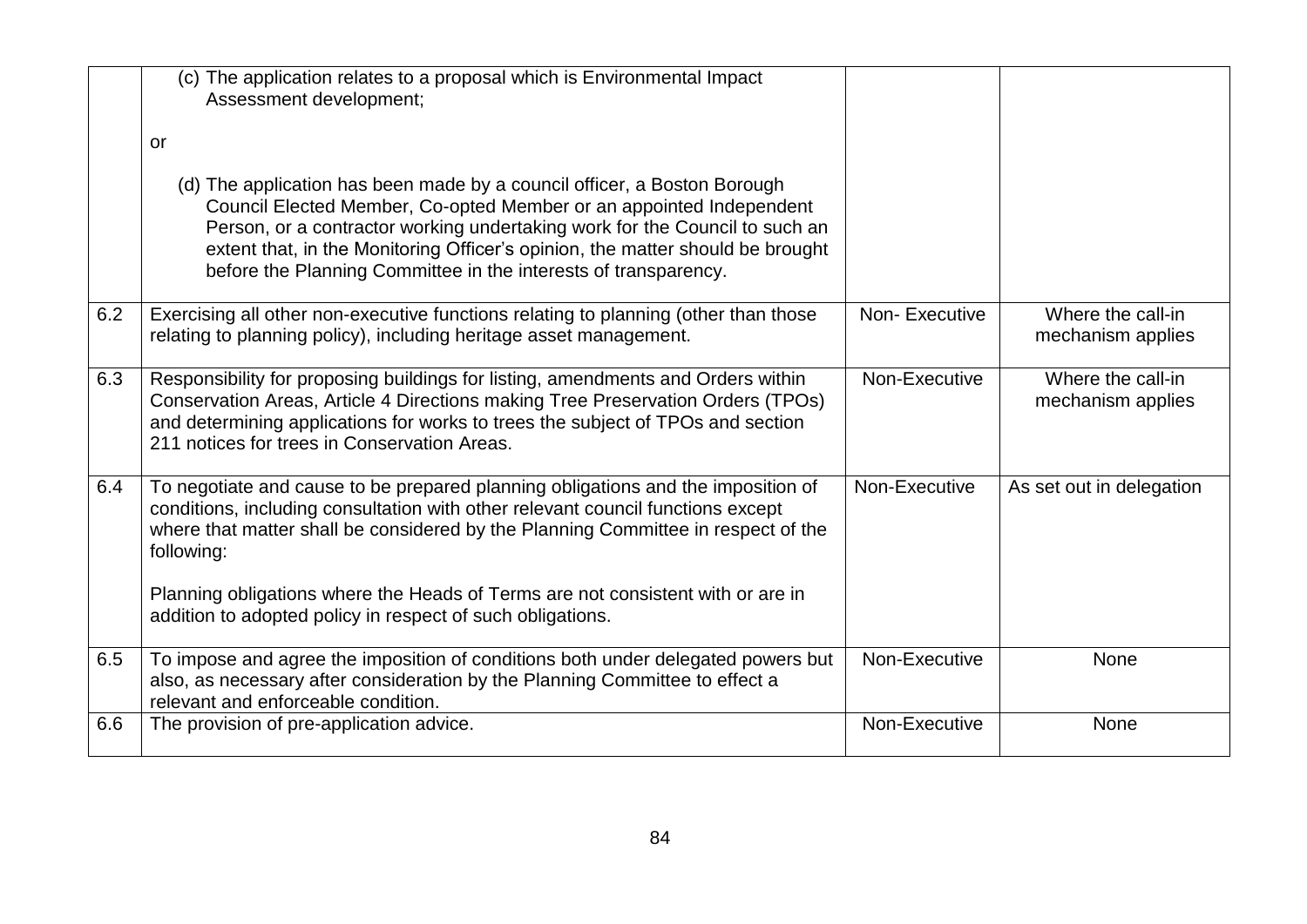| | | | |
|---|---|---|---|
| | (c) The application relates to a proposal which is Environmental Impact Assessment development;<br><br>or<br><br>(d) The application has been made by a council officer, a Boston Borough Council Elected Member, Co-opted Member or an appointed Independent Person, or a contractor working undertaking work for the Council to such an extent that, in the Monitoring Officer's opinion, the matter should be brought before the Planning Committee in the interests of transparency. | | |
| 6.2 | Exercising all other non-executive functions relating to planning (other than those relating to planning policy), including heritage asset management. | Non- Executive | Where the call-in mechanism applies |
| 6.3 | Responsibility for proposing buildings for listing, amendments and Orders within Conservation Areas, Article 4 Directions making Tree Preservation Orders (TPOs) and determining applications for works to trees the subject of TPOs and section 211 notices for trees in Conservation Areas. | Non-Executive | Where the call-in mechanism applies |
| 6.4 | To negotiate and cause to be prepared planning obligations and the imposition of conditions, including consultation with other relevant council functions except where that matter shall be considered by the Planning Committee in respect of the following:<br><br>Planning obligations where the Heads of Terms are not consistent with or are in addition to adopted policy in respect of such obligations. | Non-Executive | As set out in delegation |
| 6.5 | To impose and agree the imposition of conditions both under delegated powers but also, as necessary after consideration by the Planning Committee to effect a relevant and enforceable condition. | Non-Executive | None |
| 6.6 | The provision of pre-application advice. | Non-Executive | None |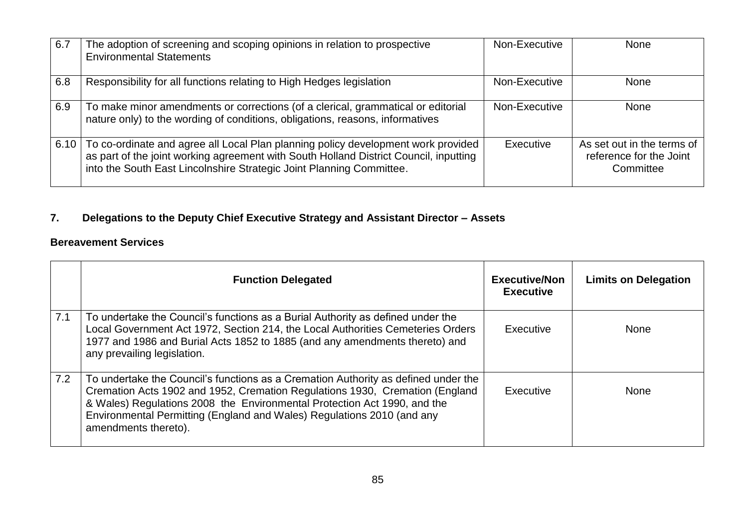| | | | |
|---|---|---|---|
| 6.7 | The adoption of screening and scoping opinions in relation to prospective Environmental Statements | Non-Executive | None |
| 6.8 | Responsibility for all functions relating to High Hedges legislation | Non-Executive | None |
| 6.9 | To make minor amendments or corrections (of a clerical, grammatical or editorial nature only) to the wording of conditions, obligations, reasons, informatives | Non-Executive | None |
| 6.10 | To co-ordinate and agree all Local Plan planning policy development work provided as part of the joint working agreement with South Holland District Council, inputting into the South East Lincolnshire Strategic Joint Planning Committee. | Executive | As set out in the terms of reference for the Joint Committee |

## 7. Delegations to the Deputy Chief Executive Strategy and Assistant Director – Assets

### Bereavement Services

| | Function Delegated | Executive/Non Executive | Limits on Delegation |
|---|---|---|---|
| 7.1 | To undertake the Council's functions as a Burial Authority as defined under the Local Government Act 1972, Section 214, the Local Authorities Cemeteries Orders 1977 and 1986 and Burial Acts 1852 to 1885 (and any amendments thereto) and any prevailing legislation. | Executive | None |
| 7.2 | To undertake the Council's functions as a Cremation Authority as defined under the Cremation Acts 1902 and 1952, Cremation Regulations 1930, Cremation (England & Wales) Regulations 2008 the Environmental Protection Act 1990, and the Environmental Permitting (England and Wales) Regulations 2010 (and any amendments thereto). | Executive | None |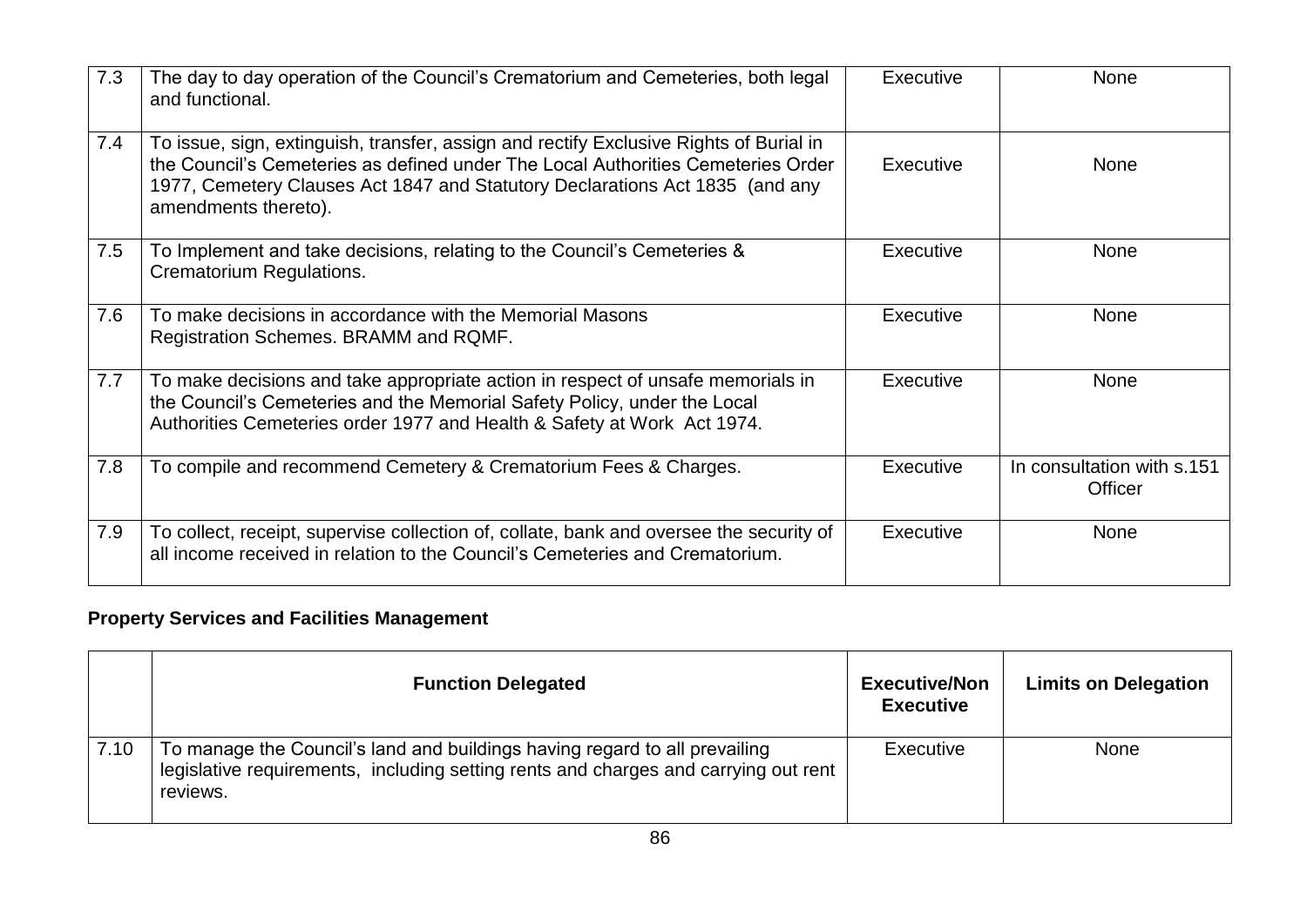| | | | |
|---|---|---|---|
| 7.3 | The day to day operation of the Council's Crematorium and Cemeteries, both legal and functional. | Executive | None |
| 7.4 | To issue, sign, extinguish, transfer, assign and rectify Exclusive Rights of Burial in the Council's Cemeteries as defined under The Local Authorities Cemeteries Order 1977, Cemetery Clauses Act 1847 and Statutory Declarations Act 1835 (and any amendments thereto). | Executive | None |
| 7.5 | To Implement and take decisions, relating to the Council's Cemeteries & Crematorium Regulations. | Executive | None |
| 7.6 | To make decisions in accordance with the Memorial Masons Registration Schemes. BRAMM and RQMF. | Executive | None |
| 7.7 | To make decisions and take appropriate action in respect of unsafe memorials in the Council's Cemeteries and the Memorial Safety Policy, under the Local Authorities Cemeteries order 1977 and Health & Safety at Work Act 1974. | Executive | None |
| 7.8 | To compile and recommend Cemetery & Crematorium Fees & Charges. | Executive | In consultation with s.151 Officer |
| 7.9 | To collect, receipt, supervise collection of, collate, bank and oversee the security of all income received in relation to the Council's Cemeteries and Crematorium. | Executive | None |

**Property Services and Facilities Management**

| | Function Delegated | Executive/Non Executive | Limits on Delegation |
|---|---|---|---|
| 7.10 | To manage the Council's land and buildings having regard to all prevailing legislative requirements, including setting rents and charges and carrying out rent reviews. | Executive | None |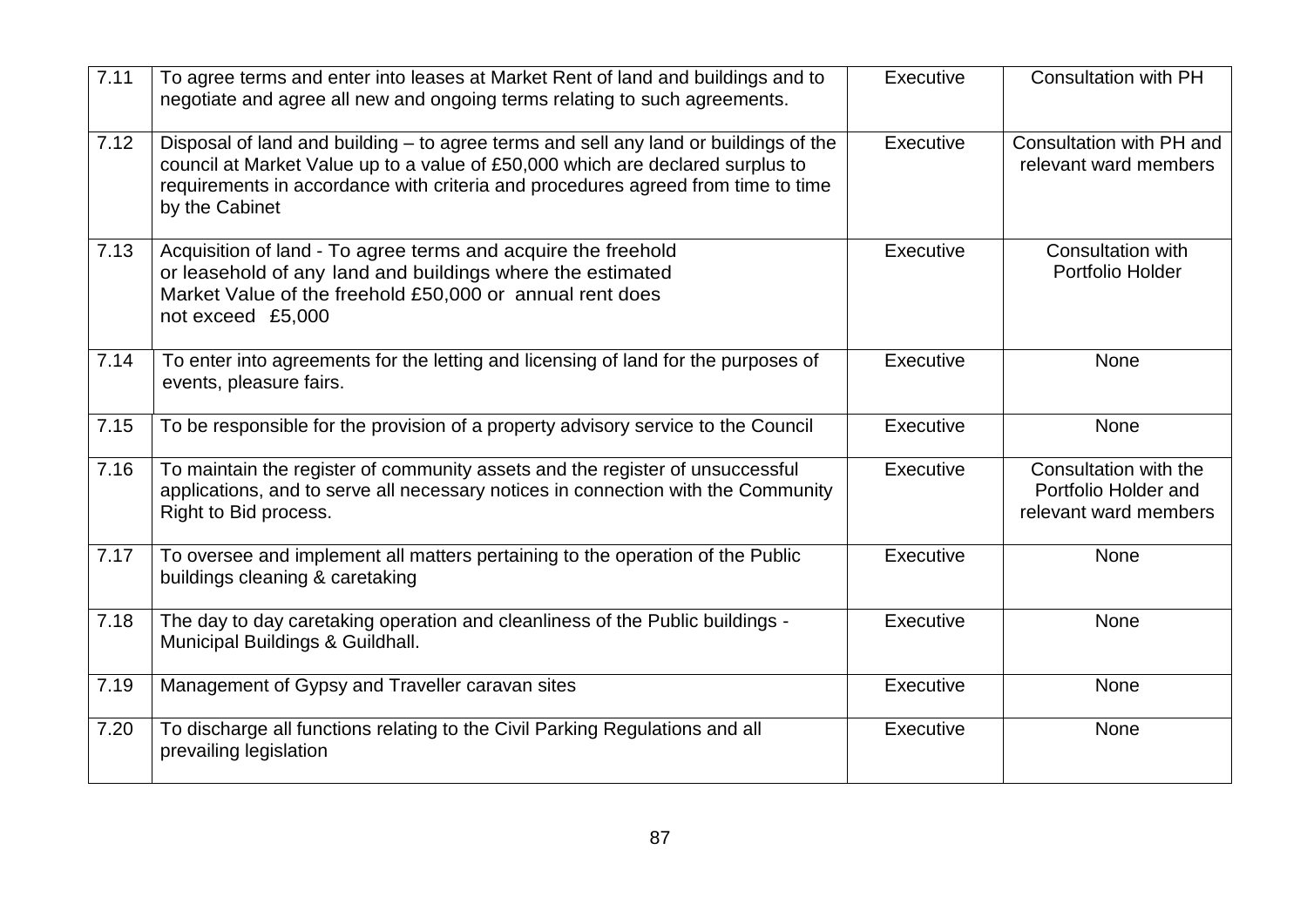| 7.11 | To agree terms and enter into leases at Market Rent of land and buildings and to negotiate and agree all new and ongoing terms relating to such agreements. | Executive | Consultation with PH |
|---|---|---|---|
| 7.12 | Disposal of land and building – to agree terms and sell any land or buildings of the council at Market Value up to a value of £50,000 which are declared surplus to requirements in accordance with criteria and procedures agreed from time to time by the Cabinet | Executive | Consultation with PH and relevant ward members |
| 7.13 | Acquisition of land - To agree terms and acquire the freehold or leasehold of any land and buildings where the estimated Market Value of the freehold £50,000 or annual rent does not exceed £5,000 | Executive | Consultation with Portfolio Holder |
| 7.14 | To enter into agreements for the letting and licensing of land for the purposes of events, pleasure fairs. | Executive | None |
| 7.15 | To be responsible for the provision of a property advisory service to the Council | Executive | None |
| 7.16 | To maintain the register of community assets and the register of unsuccessful applications, and to serve all necessary notices in connection with the Community Right to Bid process. | Executive | Consultation with the Portfolio Holder and relevant ward members |
| 7.17 | To oversee and implement all matters pertaining to the operation of the Public buildings cleaning & caretaking | Executive | None |
| 7.18 | The day to day caretaking operation and cleanliness of the Public buildings - Municipal Buildings & Guildhall. | Executive | None |
| 7.19 | Management of Gypsy and Traveller caravan sites | Executive | None |
| 7.20 | To discharge all functions relating to the Civil Parking Regulations and all prevailing legislation | Executive | None |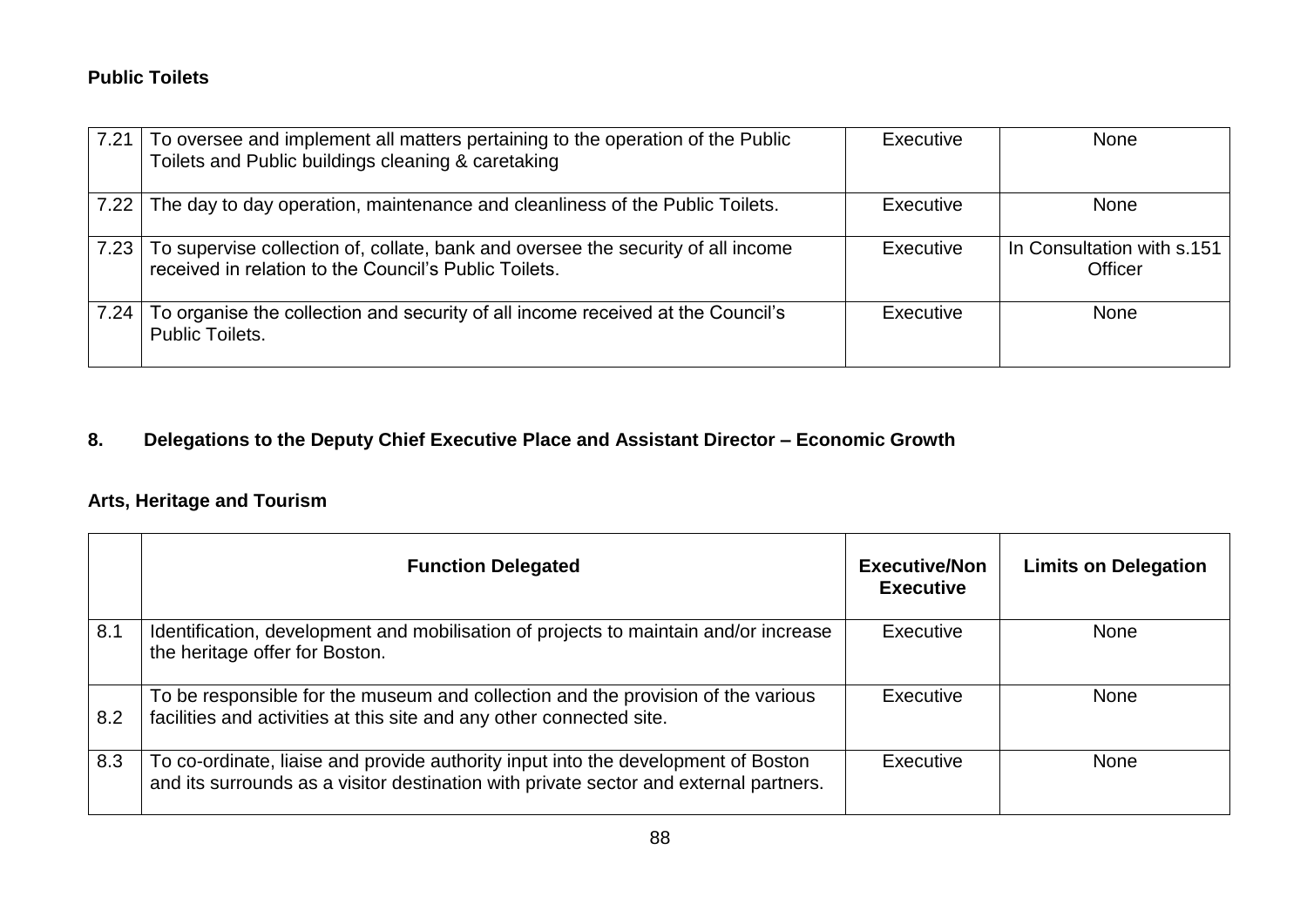**Public Toilets**

| | | | |
|---|---|---|---|
| 7.21 | To oversee and implement all matters pertaining to the operation of the Public Toilets and Public buildings cleaning & caretaking | Executive | None |
| 7.22 | The day to day operation, maintenance and cleanliness of the Public Toilets. | Executive | None |
| 7.23 | To supervise collection of, collate, bank and oversee the security of all income received in relation to the Council's Public Toilets. | Executive | In Consultation with s.151 Officer |
| 7.24 | To organise the collection and security of all income received at the Council's Public Toilets. | Executive | None |

## 8. Delegations to the Deputy Chief Executive Place and Assistant Director – Economic Growth

**Arts, Heritage and Tourism**

| | Function Delegated | Executive/Non Executive | Limits on Delegation |
|---|---|---|---|
| 8.1 | Identification, development and mobilisation of projects to maintain and/or increase the heritage offer for Boston. | Executive | None |
| 8.2 | To be responsible for the museum and collection and the provision of the various facilities and activities at this site and any other connected site. | Executive | None |
| 8.3 | To co-ordinate, liaise and provide authority input into the development of Boston and its surrounds as a visitor destination with private sector and external partners. | Executive | None |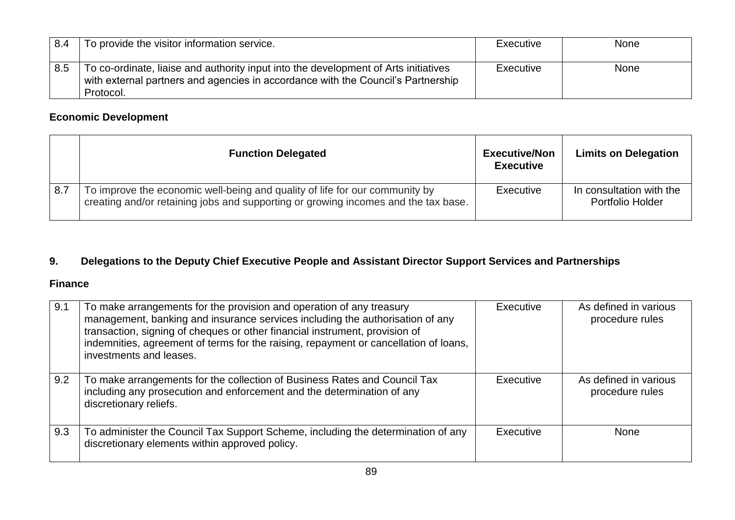| | | | |
|---|---|---|---|
| 8.4 | To provide the visitor information service. | Executive | None |
| 8.5 | To co-ordinate, liaise and authority input into the development of Arts initiatives with external partners and agencies in accordance with the Council's Partnership Protocol. | Executive | None |

**Economic Development**

| | Function Delegated | Executive/Non Executive | Limits on Delegation |
|---|---|---|---|
| 8.7 | To improve the economic well-being and quality of life for our community by creating and/or retaining jobs and supporting or growing incomes and the tax base. | Executive | In consultation with the Portfolio Holder |

## 9. Delegations to the Deputy Chief Executive People and Assistant Director Support Services and Partnerships

**Finance**

| | | | |
|---|---|---|---|
| 9.1 | To make arrangements for the provision and operation of any treasury management, banking and insurance services including the authorisation of any transaction, signing of cheques or other financial instrument, provision of indemnities, agreement of terms for the raising, repayment or cancellation of loans, investments and leases. | Executive | As defined in various procedure rules |
| 9.2 | To make arrangements for the collection of Business Rates and Council Tax including any prosecution and enforcement and the determination of any discretionary reliefs. | Executive | As defined in various procedure rules |
| 9.3 | To administer the Council Tax Support Scheme, including the determination of any discretionary elements within approved policy. | Executive | None |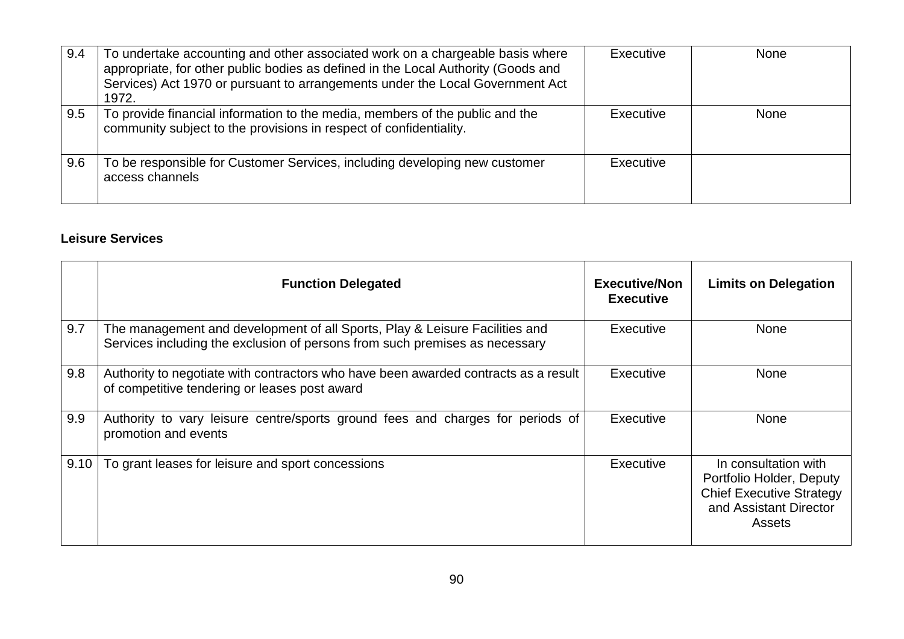| | | | |
|---|---|---|---|
| 9.4 | To undertake accounting and other associated work on a chargeable basis where appropriate, for other public bodies as defined in the Local Authority (Goods and Services) Act 1970 or pursuant to arrangements under the Local Government Act 1972. | Executive | None |
| 9.5 | To provide financial information to the media, members of the public and the community subject to the provisions in respect of confidentiality. | Executive | None |
| 9.6 | To be responsible for Customer Services, including developing new customer access channels | Executive | |

**Leisure Services**

| | Function Delegated | Executive/Non Executive | Limits on Delegation |
|---|---|---|---|
| 9.7 | The management and development of all Sports, Play & Leisure Facilities and Services including the exclusion of persons from such premises as necessary | Executive | None |
| 9.8 | Authority to negotiate with contractors who have been awarded contracts as a result of competitive tendering or leases post award | Executive | None |
| 9.9 | Authority to vary leisure centre/sports ground fees and charges for periods of promotion and events | Executive | None |
| 9.10 | To grant leases for leisure and sport concessions | Executive | In consultation with Portfolio Holder, Deputy Chief Executive Strategy and Assistant Director Assets |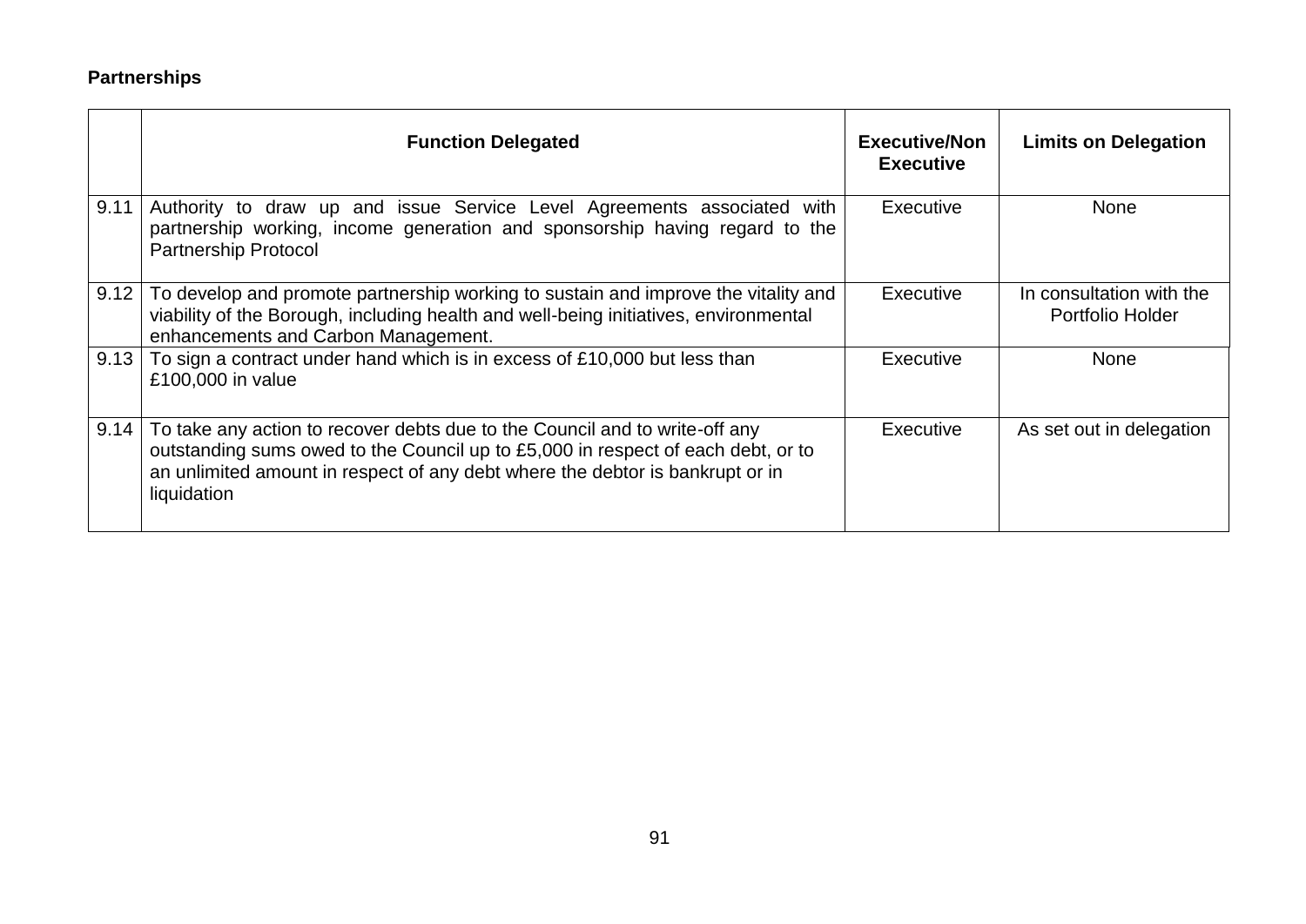**Partnerships**

| | Function Delegated | Executive/Non Executive | Limits on Delegation |
|---|---|---|---|
| 9.11 | Authority to draw up and issue Service Level Agreements associated with partnership working, income generation and sponsorship having regard to the Partnership Protocol | Executive | None |
| 9.12 | To develop and promote partnership working to sustain and improve the vitality and viability of the Borough, including health and well-being initiatives, environmental enhancements and Carbon Management. | Executive | In consultation with the Portfolio Holder |
| 9.13 | To sign a contract under hand which is in excess of £10,000 but less than £100,000 in value | Executive | None |
| 9.14 | To take any action to recover debts due to the Council and to write-off any outstanding sums owed to the Council up to £5,000 in respect of each debt, or to an unlimited amount in respect of any debt where the debtor is bankrupt or in liquidation | Executive | As set out in delegation |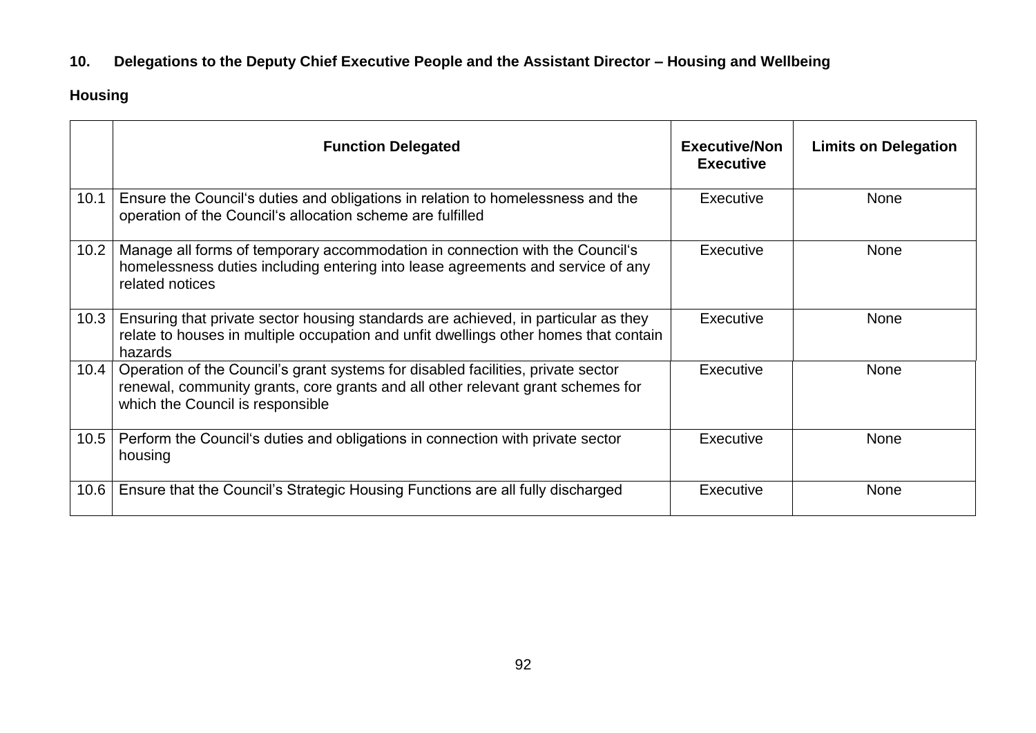## 10. Delegations to the Deputy Chief Executive People and the Assistant Director – Housing and Wellbeing

### Housing

| | Function Delegated | Executive/Non Executive | Limits on Delegation |
|---|---|---|---|
| 10.1 | Ensure the Council's duties and obligations in relation to homelessness and the operation of the Council's allocation scheme are fulfilled | Executive | None |
| 10.2 | Manage all forms of temporary accommodation in connection with the Council's homelessness duties including entering into lease agreements and service of any related notices | Executive | None |
| 10.3 | Ensuring that private sector housing standards are achieved, in particular as they relate to houses in multiple occupation and unfit dwellings other homes that contain hazards | Executive | None |
| 10.4 | Operation of the Council's grant systems for disabled facilities, private sector renewal, community grants, core grants and all other relevant grant schemes for which the Council is responsible | Executive | None |
| 10.5 | Perform the Council's duties and obligations in connection with private sector housing | Executive | None |
| 10.6 | Ensure that the Council's Strategic Housing Functions are all fully discharged | Executive | None |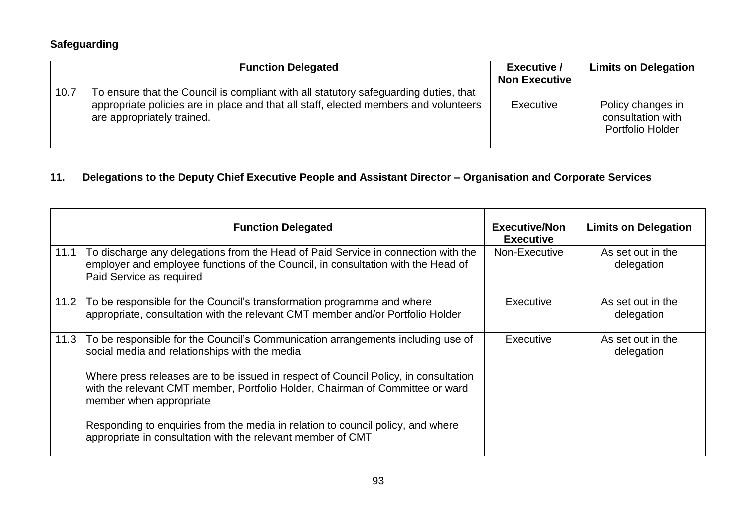**Safeguarding**

| | Function Delegated | Executive / Non Executive | Limits on Delegation |
|---|---|---|---|
| 10.7 | To ensure that the Council is compliant with all statutory safeguarding duties, that appropriate policies are in place and that all staff, elected members and volunteers are appropriately trained. | Executive | Policy changes in consultation with Portfolio Holder |

## 11. Delegations to the Deputy Chief Executive People and Assistant Director – Organisation and Corporate Services

| | Function Delegated | Executive/Non Executive | Limits on Delegation |
|---|---|---|---|
| 11.1 | To discharge any delegations from the Head of Paid Service in connection with the employer and employee functions of the Council, in consultation with the Head of Paid Service as required | Non-Executive | As set out in the delegation |
| 11.2 | To be responsible for the Council's transformation programme and where appropriate, consultation with the relevant CMT member and/or Portfolio Holder | Executive | As set out in the delegation |
| 11.3 | To be responsible for the Council's Communication arrangements including use of social media and relationships with the media<br><br>Where press releases are to be issued in respect of Council Policy, in consultation with the relevant CMT member, Portfolio Holder, Chairman of Committee or ward member when appropriate<br><br>Responding to enquiries from the media in relation to council policy, and where appropriate in consultation with the relevant member of CMT | Executive | As set out in the delegation |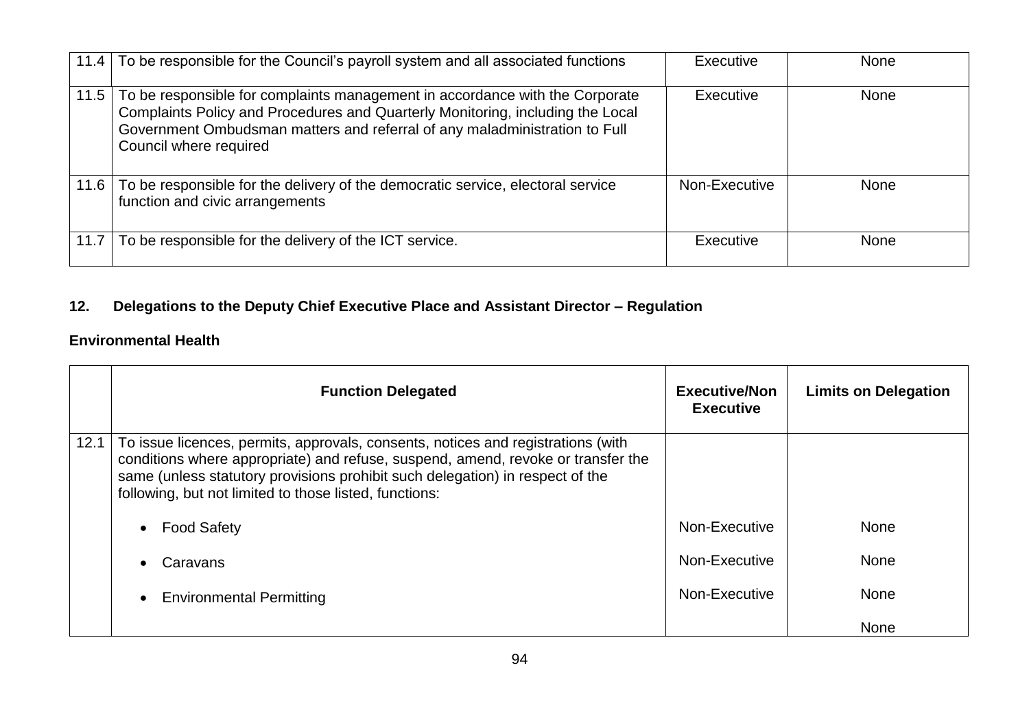| | | | |
|---|---|---|---|
| 11.4 | To be responsible for the Council's payroll system and all associated functions | Executive | None |
| 11.5 | To be responsible for complaints management in accordance with the Corporate Complaints Policy and Procedures and Quarterly Monitoring, including the Local Government Ombudsman matters and referral of any maladministration to Full Council where required | Executive | None |
| 11.6 | To be responsible for the delivery of the democratic service, electoral service function and civic arrangements | Non-Executive | None |
| 11.7 | To be responsible for the delivery of the ICT service. | Executive | None |

## 12. Delegations to the Deputy Chief Executive Place and Assistant Director – Regulation

### Environmental Health

| | Function Delegated | Executive/Non Executive | Limits on Delegation |
|---|---|---|---|
| 12.1 | To issue licences, permits, approvals, consents, notices and registrations (with conditions where appropriate) and refuse, suspend, amend, revoke or transfer the same (unless statutory provisions prohibit such delegation) in respect of the following, but not limited to those listed, functions: | | |
| | • Food Safety | Non-Executive | None |
| | • Caravans | Non-Executive | None |
| | • Environmental Permitting | Non-Executive | None |
| | | | None |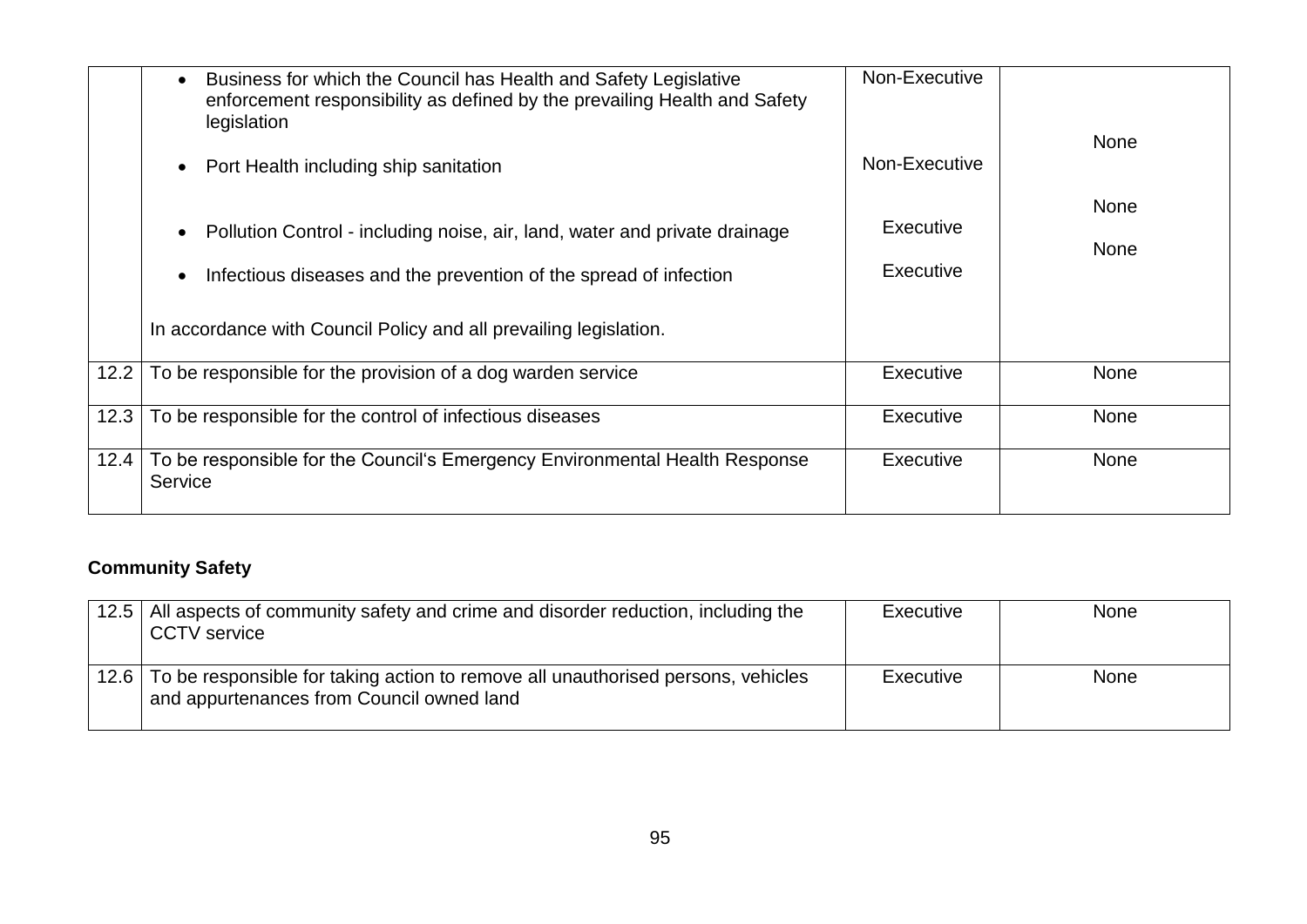| | | | |
|---|---|---|---|
| | • Business for which the Council has Health and Safety Legislative enforcement responsibility as defined by the prevailing Health and Safety legislation<br><br>• Port Health including ship sanitation<br><br>• Pollution Control - including noise, air, land, water and private drainage<br><br>• Infectious diseases and the prevention of the spread of infection<br><br>In accordance with Council Policy and all prevailing legislation. | Non-Executive<br><br>Non-Executive<br><br>Executive<br><br>Executive | None<br><br>None<br><br>None |
| 12.2 | To be responsible for the provision of a dog warden service | Executive | None |
| 12.3 | To be responsible for the control of infectious diseases | Executive | None |
| 12.4 | To be responsible for the Council's Emergency Environmental Health Response Service | Executive | None |

**Community Safety**

| | | | |
|---|---|---|---|
| 12.5 | All aspects of community safety and crime and disorder reduction, including the CCTV service | Executive | None |
| 12.6 | To be responsible for taking action to remove all unauthorised persons, vehicles and appurtenances from Council owned land | Executive | None |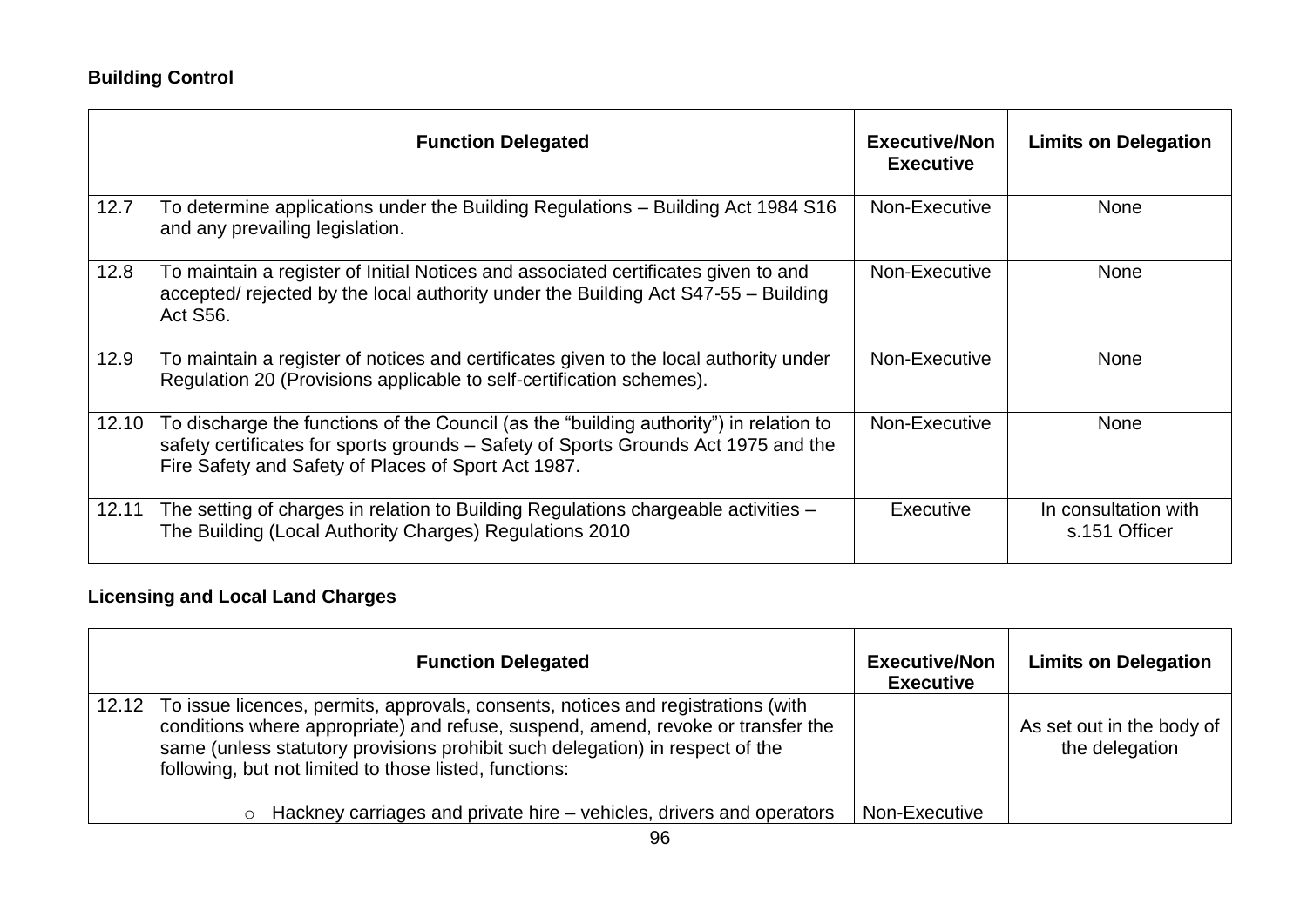**Building Control**

| | Function Delegated | Executive/Non Executive | Limits on Delegation |
|---|---|---|---|
| 12.7 | To determine applications under the Building Regulations – Building Act 1984 S16 and any prevailing legislation. | Non-Executive | None |
| 12.8 | To maintain a register of Initial Notices and associated certificates given to and accepted/ rejected by the local authority under the Building Act S47-55 – Building Act S56. | Non-Executive | None |
| 12.9 | To maintain a register of notices and certificates given to the local authority under Regulation 20 (Provisions applicable to self-certification schemes). | Non-Executive | None |
| 12.10 | To discharge the functions of the Council (as the "building authority") in relation to safety certificates for sports grounds – Safety of Sports Grounds Act 1975 and the Fire Safety and Safety of Places of Sport Act 1987. | Non-Executive | None |
| 12.11 | The setting of charges in relation to Building Regulations chargeable activities – The Building (Local Authority Charges) Regulations 2010 | Executive | In consultation with s.151 Officer |

**Licensing and Local Land Charges**

| | Function Delegated | Executive/Non Executive | Limits on Delegation |
|---|---|---|---|
| 12.12 | To issue licences, permits, approvals, consents, notices and registrations (with conditions where appropriate) and refuse, suspend, amend, revoke or transfer the same (unless statutory provisions prohibit such delegation) in respect of the following, but not limited to those listed, functions:<br><br>○ Hackney carriages and private hire – vehicles, drivers and operators | <br><br><br><br><br>Non-Executive | As set out in the body of the delegation |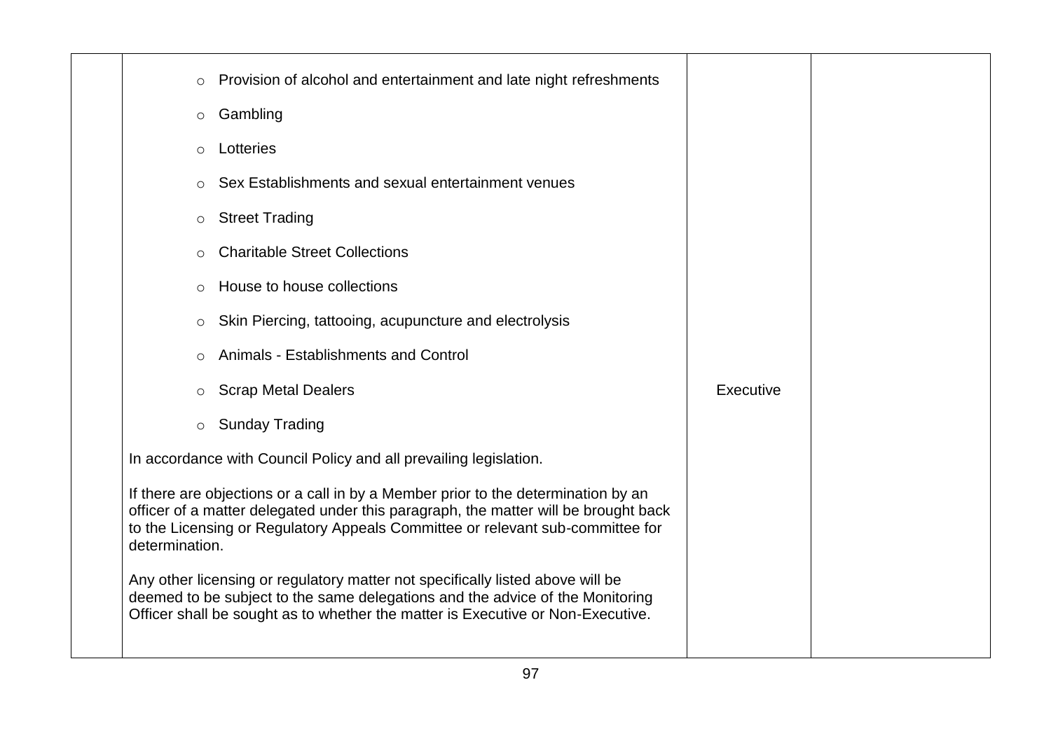| | | | |
|---|---|---|---|
| | ◦ Provision of alcohol and entertainment and late night refreshments<br><br>◦ Gambling<br><br>◦ Lotteries<br><br>◦ Sex Establishments and sexual entertainment venues<br><br>◦ Street Trading<br><br>◦ Charitable Street Collections<br><br>◦ House to house collections<br><br>◦ Skin Piercing, tattooing, acupuncture and electrolysis<br><br>◦ Animals - Establishments and Control<br><br>◦ Scrap Metal Dealers<br><br>◦ Sunday Trading<br><br>In accordance with Council Policy and all prevailing legislation.<br><br>If there are objections or a call in by a Member prior to the determination by an officer of a matter delegated under this paragraph, the matter will be brought back to the Licensing or Regulatory Appeals Committee or relevant sub-committee for determination.<br><br>Any other licensing or regulatory matter not specifically listed above will be deemed to be subject to the same delegations and the advice of the Monitoring Officer shall be sought as to whether the matter is Executive or Non-Executive. | Executive | |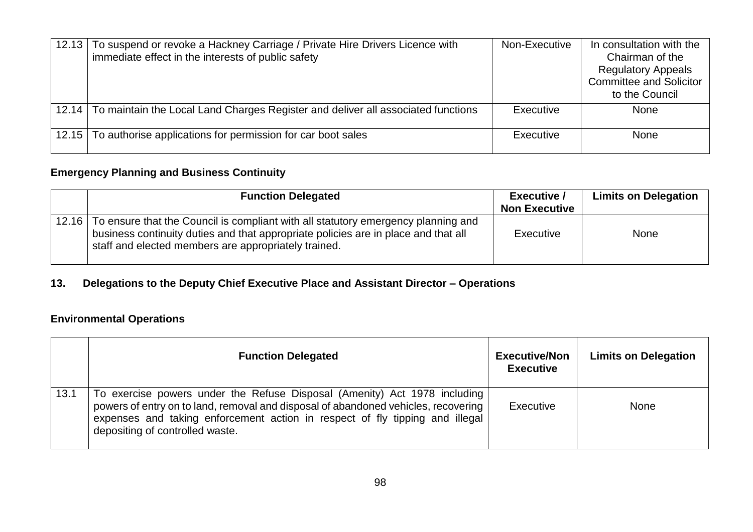| | | | |
|---|---|---|---|
| 12.13 | To suspend or revoke a Hackney Carriage / Private Hire Drivers Licence with immediate effect in the interests of public safety | Non-Executive | In consultation with the Chairman of the Regulatory Appeals Committee and Solicitor to the Council |
| 12.14 | To maintain the Local Land Charges Register and deliver all associated functions | Executive | None |
| 12.15 | To authorise applications for permission for car boot sales | Executive | None |

**Emergency Planning and Business Continuity**

| | Function Delegated | Executive / Non Executive | Limits on Delegation |
|---|---|---|---|
| 12.16 | To ensure that the Council is compliant with all statutory emergency planning and business continuity duties and that appropriate policies are in place and that all staff and elected members are appropriately trained. | Executive | None |

## 13. Delegations to the Deputy Chief Executive Place and Assistant Director – Operations

**Environmental Operations**

| | Function Delegated | Executive/Non Executive | Limits on Delegation |
|---|---|---|---|
| 13.1 | To exercise powers under the Refuse Disposal (Amenity) Act 1978 including powers of entry on to land, removal and disposal of abandoned vehicles, recovering expenses and taking enforcement action in respect of fly tipping and illegal depositing of controlled waste. | Executive | None |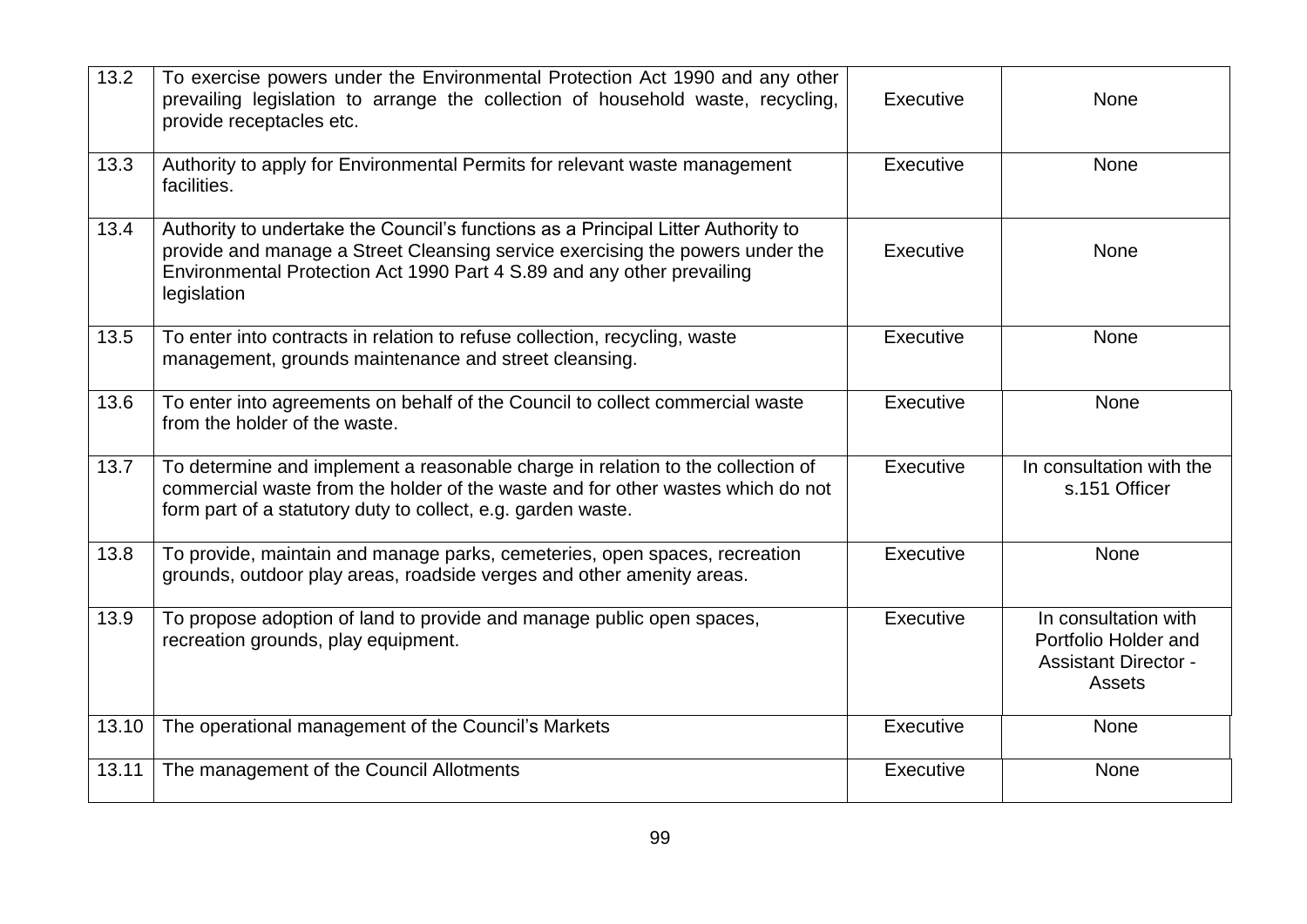| 13.2 | To exercise powers under the Environmental Protection Act 1990 and any other prevailing legislation to arrange the collection of household waste, recycling, provide receptacles etc. | Executive | None |
|---|---|---|---|
| 13.3 | Authority to apply for Environmental Permits for relevant waste management facilities. | Executive | None |
| 13.4 | Authority to undertake the Council's functions as a Principal Litter Authority to provide and manage a Street Cleansing service exercising the powers under the Environmental Protection Act 1990 Part 4 S.89 and any other prevailing legislation | Executive | None |
| 13.5 | To enter into contracts in relation to refuse collection, recycling, waste management, grounds maintenance and street cleansing. | Executive | None |
| 13.6 | To enter into agreements on behalf of the Council to collect commercial waste from the holder of the waste. | Executive | None |
| 13.7 | To determine and implement a reasonable charge in relation to the collection of commercial waste from the holder of the waste and for other wastes which do not form part of a statutory duty to collect, e.g. garden waste. | Executive | In consultation with the s.151 Officer |
| 13.8 | To provide, maintain and manage parks, cemeteries, open spaces, recreation grounds, outdoor play areas, roadside verges and other amenity areas. | Executive | None |
| 13.9 | To propose adoption of land to provide and manage public open spaces, recreation grounds, play equipment. | Executive | In consultation with Portfolio Holder and Assistant Director - Assets |
| 13.10 | The operational management of the Council's Markets | Executive | None |
| 13.11 | The management of the Council Allotments | Executive | None |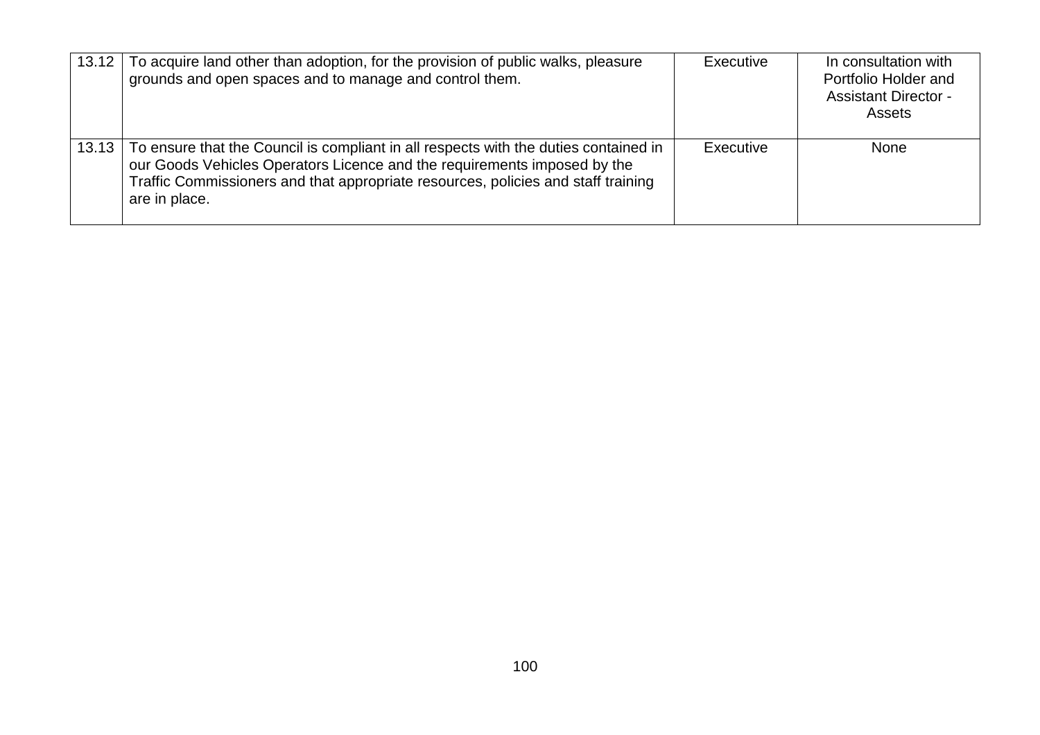| | | | |
|---|---|---|---|
| 13.12 | To acquire land other than adoption, for the provision of public walks, pleasure grounds and open spaces and to manage and control them. | Executive | In consultation with Portfolio Holder and Assistant Director - Assets |
| 13.13 | To ensure that the Council is compliant in all respects with the duties contained in our Goods Vehicles Operators Licence and the requirements imposed by the Traffic Commissioners and that appropriate resources, policies and staff training are in place. | Executive | None |